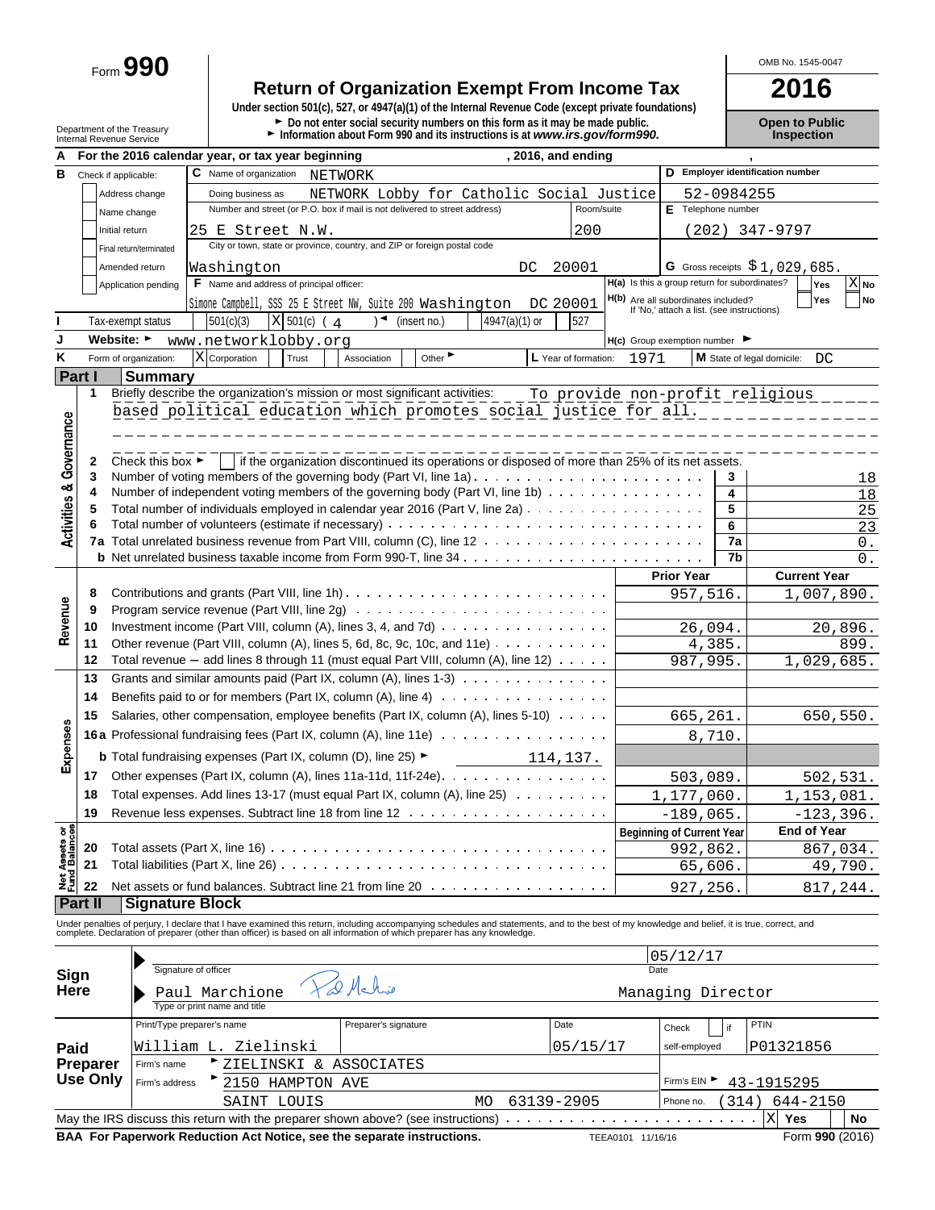Form **990**

# Return of Organization Exempt From Income Tax

**Under section 501(c), 527, or 4947(a)(1) of the Internal Revenue Code (except private foundations)**

► Do not enter social security numbers on this form as it may be made public.

► Information about Form 990 and its instructions is at *www.irs.gov/form990.*

OMB No. 1545-0047

**2016**

**Open to Public Inspection**

Department of the Treasury
Internal Revenue Service

**A** For the 2016 calendar year, or tax year beginning , 2016, and ending ,

**B** Check if applicable:
- Address change
- Name change
- Initial return
- Final return/terminated
- Amended return
- Application pending

**C** Name of organization: NETWORK

Doing business as: NETWORK Lobby for Catholic Social Justice

Number and street (or P.O. box if mail is not delivered to street address): 25 E Street N.W. Room/suite: 200

City or town, state or province, country, and ZIP or foreign postal code: Washington DC 20001

**D** Employer identification number: 52-0984255

**E** Telephone number: (202) 347-9797

**G** Gross receipts $ 1,029,685.

**F** Name and address of principal officer: Simone Campbell, SSS 25 E Street NW, Suite 200 Washington DC 20001

**H(a)** Is this a group return for subordinates? Yes [ ] No [X]

**H(b)** Are all subordinates included? Yes [ ] No [ ]
If 'No,' attach a list. (see instructions)

**I** Tax-exempt status: [ ] 501(c)(3) [X] 501(c) ( 4 ) ◄ (insert no.) [ ] 4947(a)(1) or [ ] 527

**J** Website: ► www.networklobby.org

**H(c)** Group exemption number ►

**K** Form of organization: [X] Corporation [ ] Trust [ ] Association [ ] Other ►

**L** Year of formation: 1971

**M** State of legal domicile: DC

## Part I Summary

### Activities & Governance

1 Briefly describe the organization's mission or most significant activities: To provide non-profit religious based political education which promotes social justice for all.

2 Check this box ► [ ] if the organization discontinued its operations or disposed of more than 25% of its net assets.

| | | | |
|---|---|---|---|
| 3 | Number of voting members of the governing body (Part VI, line 1a) | 3 | 18 |
| 4 | Number of independent voting members of the governing body (Part VI, line 1b) | 4 | 18 |
| 5 | Total number of individuals employed in calendar year 2016 (Part V, line 2a) | 5 | 25 |
| 6 | Total number of volunteers (estimate if necessary) | 6 | 23 |
| 7a | Total unrelated business revenue from Part VIII, column (C), line 12 | 7a | 0. |
| b | Net unrelated business taxable income from Form 990-T, line 34 | 7b | 0. |

### Revenue / Expenses

| | | Prior Year | Current Year |
|---|---|---|---|
| 8 | Contributions and grants (Part VIII, line 1h) | 957,516. | 1,007,890. |
| 9 | Program service revenue (Part VIII, line 2g) | | |
| 10 | Investment income (Part VIII, column (A), lines 3, 4, and 7d) | 26,094. | 20,896. |
| 11 | Other revenue (Part VIII, column (A), lines 5, 6d, 8c, 9c, 10c, and 11e) | 4,385. | 899. |
| 12 | Total revenue – add lines 8 through 11 (must equal Part VIII, column (A), line 12) | 987,995. | 1,029,685. |
| 13 | Grants and similar amounts paid (Part IX, column (A), lines 1-3) | | |
| 14 | Benefits paid to or for members (Part IX, column (A), line 4) | | |
| 15 | Salaries, other compensation, employee benefits (Part IX, column (A), lines 5-10) | 665,261. | 650,550. |
| 16a | Professional fundraising fees (Part IX, column (A), line 11e) | 8,710. | |
| b | Total fundraising expenses (Part IX, column (D), line 25) ► 114,137. | | |
| 17 | Other expenses (Part IX, column (A), lines 11a-11d, 11f-24e) | 503,089. | 502,531. |
| 18 | Total expenses. Add lines 13-17 (must equal Part IX, column (A), line 25) | 1,177,060. | 1,153,081. |
| 19 | Revenue less expenses. Subtract line 18 from line 12 | -189,065. | -123,396. |

### Net Assets or Fund Balances

| | | Beginning of Current Year | End of Year |
|---|---|---|---|
| 20 | Total assets (Part X, line 16) | 992,862. | 867,034. |
| 21 | Total liabilities (Part X, line 26) | 65,606. | 49,790. |
| 22 | Net assets or fund balances. Subtract line 21 from line 20 | 927,256. | 817,244. |

## Part II Signature Block

Under penalties of perjury, I declare that I have examined this return, including accompanying schedules and statements, and to the best of my knowledge and belief, it is true, correct, and complete. Declaration of preparer (other than officer) is based on all information of which preparer has any knowledge.

**Sign Here**

Signature of officer — Date: 05/12/17

Paul Marchione — Managing Director
Type or print name and title

**Paid Preparer Use Only**

| Print/Type preparer's name | Preparer's signature | Date | Check [ ] if self-employed | PTIN |
|---|---|---|---|---|
| William L. Zielinski | | 05/15/17 | | P01321856 |

Firm's name ► ZIELINSKI & ASSOCIATES

Firm's address ► 2150 HAMPTON AVE, SAINT LOUIS MO 63139-2905

Firm's EIN ► 43-1915295

Phone no. (314) 644-2150

May the IRS discuss this return with the preparer shown above? (see instructions) [X] Yes [ ] No

**BAA For Paperwork Reduction Act Notice, see the separate instructions.** TEEA0101 11/16/16 Form **990** (2016)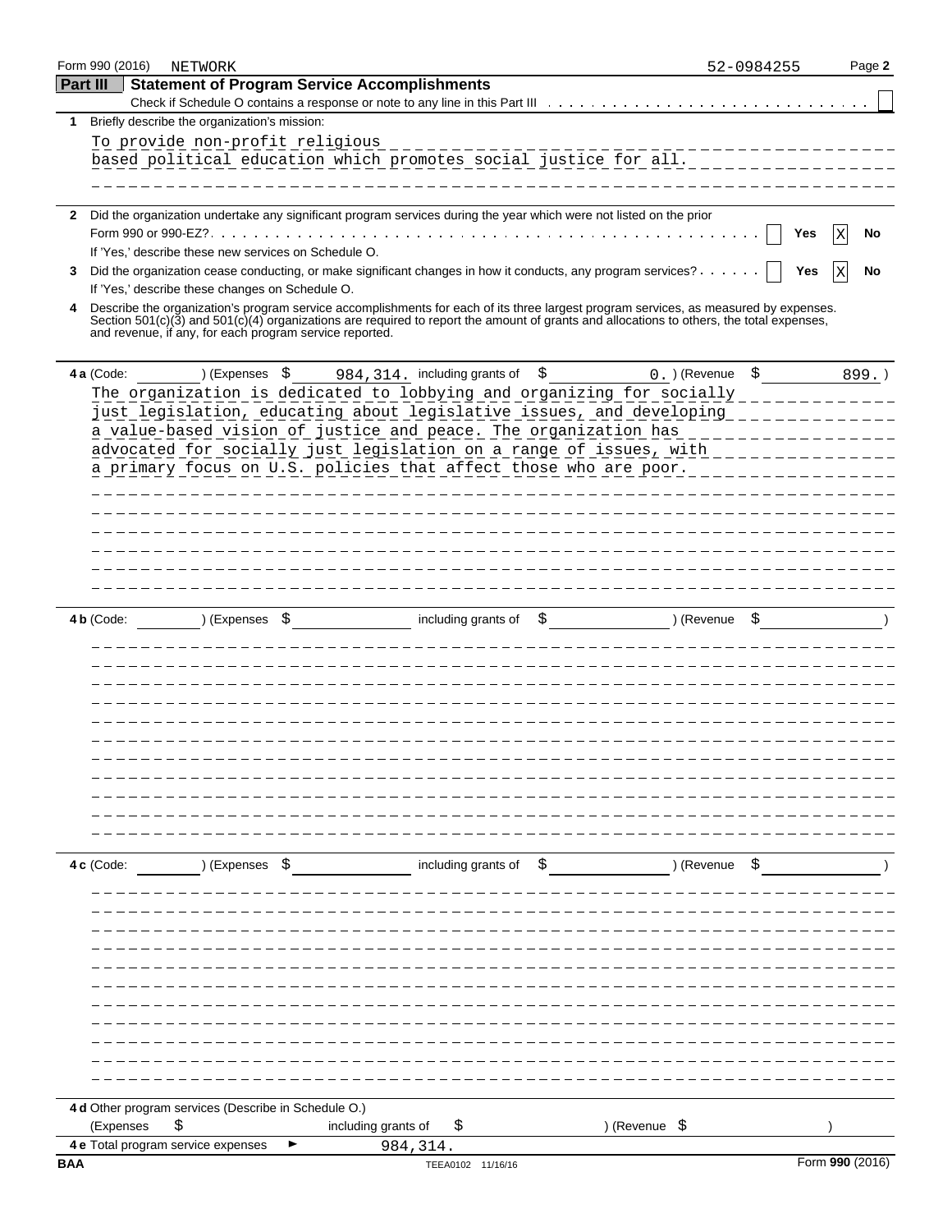Form 990 (2016) NETWORK 52-0984255 Page **2**

## Part III Statement of Program Service Accomplishments

Check if Schedule O contains a response or note to any line in this Part III [ ]

**1** Briefly describe the organization's mission:

To provide non-profit religious based political education which promotes social justice for all.

**2** Did the organization undertake any significant program services during the year which were not listed on the prior Form 990 or 990-EZ? [ ] Yes [X] No

If 'Yes,' describe these new services on Schedule O.

**3** Did the organization cease conducting, or make significant changes in how it conducts, any program services? [ ] Yes [X] No

If 'Yes,' describe these changes on Schedule O.

**4** Describe the organization's program service accomplishments for each of its three largest program services, as measured by expenses. Section 501(c)(3) and 501(c)(4) organizations are required to report the amount of grants and allocations to others, the total expenses, and revenue, if any, for each program service reported.

**4 a** (Code: ) (Expenses $ 984,314. including grants of $ 0. ) (Revenue $ 899. )

The organization is dedicated to lobbying and organizing for socially just legislation, educating about legislative issues, and developing a value-based vision of justice and peace. The organization has advocated for socially just legislation on a range of issues, with a primary focus on U.S. policies that affect those who are poor.

**4 b** (Code: ) (Expenses $ including grants of $ ) (Revenue $ )

**4 c** (Code: ) (Expenses $ including grants of $ ) (Revenue $ )

**4 d** Other program services (Describe in Schedule O.)

(Expenses $ including grants of $ ) (Revenue $ )

**4 e** Total program service expenses ► 984,314.

BAA TEEA0102 11/16/16 Form **990** (2016)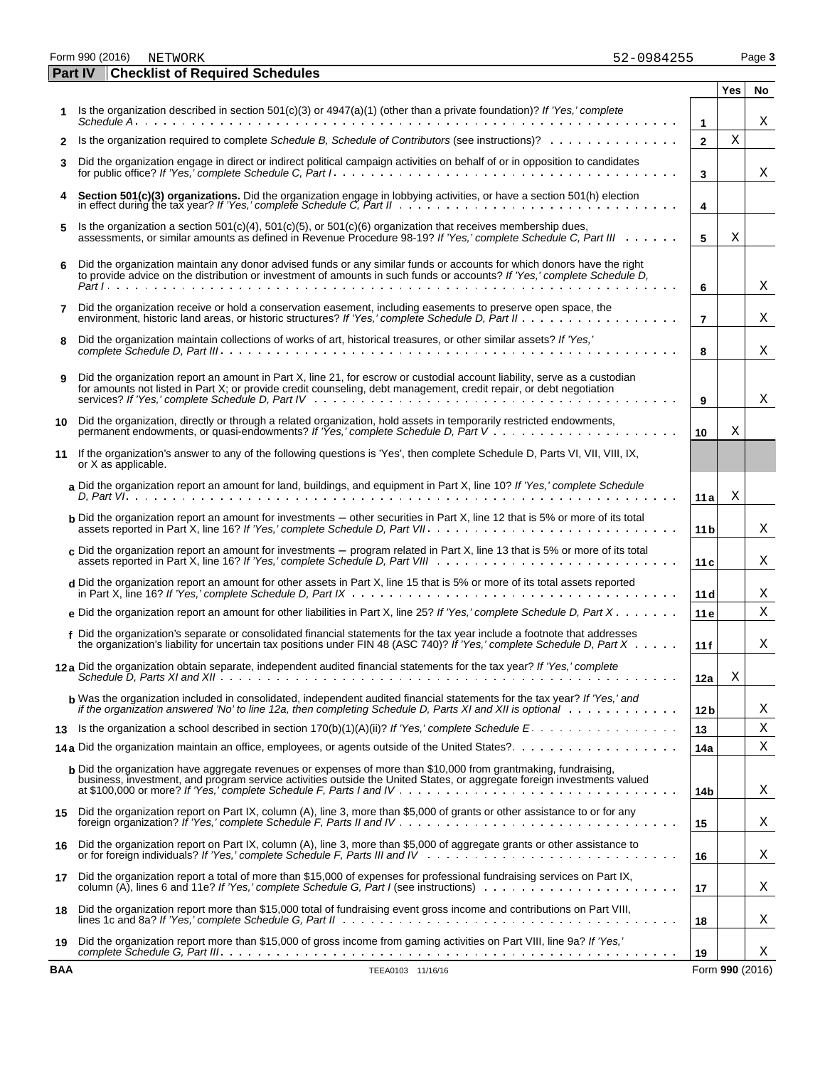Form 990 (2016) NETWORK 52-0984255 Page **3**

## Part IV Checklist of Required Schedules

| | | | Yes | No |
|---|---|---|---|---|
| 1 | Is the organization described in section 501(c)(3) or 4947(a)(1) (other than a private foundation)? *If 'Yes,' complete Schedule A* | 1 | | X |
| 2 | Is the organization required to complete *Schedule B, Schedule of Contributors* (see instructions)? | 2 | X | |
| 3 | Did the organization engage in direct or indirect political campaign activities on behalf of or in opposition to candidates for public office? *If 'Yes,' complete Schedule C, Part I* | 3 | | X |
| 4 | **Section 501(c)(3) organizations.** Did the organization engage in lobbying activities, or have a section 501(h) election in effect during the tax year? *If 'Yes,' complete Schedule C, Part II* | 4 | | |
| 5 | Is the organization a section 501(c)(4), 501(c)(5), or 501(c)(6) organization that receives membership dues, assessments, or similar amounts as defined in Revenue Procedure 98-19? *If 'Yes,' complete Schedule C, Part III* | 5 | X | |
| 6 | Did the organization maintain any donor advised funds or any similar funds or accounts for which donors have the right to provide advice on the distribution or investment of amounts in such funds or accounts? *If 'Yes,' complete Schedule D, Part I* | 6 | | X |
| 7 | Did the organization receive or hold a conservation easement, including easements to preserve open space, the environment, historic land areas, or historic structures? *If 'Yes,' complete Schedule D, Part II* | 7 | | X |
| 8 | Did the organization maintain collections of works of art, historical treasures, or other similar assets? *If 'Yes,' complete Schedule D, Part III* | 8 | | X |
| 9 | Did the organization report an amount in Part X, line 21, for escrow or custodial account liability, serve as a custodian for amounts not listed in Part X; or provide credit counseling, debt management, credit repair, or debt negotiation services? *If 'Yes,' complete Schedule D, Part IV* | 9 | | X |
| 10 | Did the organization, directly or through a related organization, hold assets in temporarily restricted endowments, permanent endowments, or quasi-endowments? *If 'Yes,' complete Schedule D, Part V* | 10 | X | |
| 11 | If the organization's answer to any of the following questions is 'Yes', then complete Schedule D, Parts VI, VII, VIII, IX, or X as applicable. | | | |
| | **a** Did the organization report an amount for land, buildings, and equipment in Part X, line 10? *If 'Yes,' complete Schedule D, Part VI* | 11a | X | |
| | **b** Did the organization report an amount for investments – other securities in Part X, line 12 that is 5% or more of its total assets reported in Part X, line 16? *If 'Yes,' complete Schedule D, Part VII* | 11b | | X |
| | **c** Did the organization report an amount for investments – program related in Part X, line 13 that is 5% or more of its total assets reported in Part X, line 16? *If 'Yes,' complete Schedule D, Part VIII* | 11c | | X |
| | **d** Did the organization report an amount for other assets in Part X, line 15 that is 5% or more of its total assets reported in Part X, line 16? *If 'Yes,' complete Schedule D, Part IX* | 11d | | X |
| | **e** Did the organization report an amount for other liabilities in Part X, line 25? *If 'Yes,' complete Schedule D, Part X* | 11e | | X |
| | **f** Did the organization's separate or consolidated financial statements for the tax year include a footnote that addresses the organization's liability for uncertain tax positions under FIN 48 (ASC 740)? *If 'Yes,' complete Schedule D, Part X* | 11f | | X |
| 12a | Did the organization obtain separate, independent audited financial statements for the tax year? *If 'Yes,' complete Schedule D, Parts XI and XII* | 12a | X | |
| | **b** Was the organization included in consolidated, independent audited financial statements for the tax year? *If 'Yes,' and if the organization answered 'No' to line 12a, then completing Schedule D, Parts XI and XII is optional* | 12b | | X |
| 13 | Is the organization a school described in section 170(b)(1)(A)(ii)? *If 'Yes,' complete Schedule E* | 13 | | X |
| 14a | Did the organization maintain an office, employees, or agents outside of the United States? | 14a | | X |
| | **b** Did the organization have aggregate revenues or expenses of more than $10,000 from grantmaking, fundraising, business, investment, and program service activities outside the United States, or aggregate foreign investments valued at $100,000 or more? *If 'Yes,' complete Schedule F, Parts I and IV* | 14b | | X |
| 15 | Did the organization report on Part IX, column (A), line 3, more than $5,000 of grants or other assistance to or for any foreign organization? *If 'Yes,' complete Schedule F, Parts II and IV* | 15 | | X |
| 16 | Did the organization report on Part IX, column (A), line 3, more than $5,000 of aggregate grants or other assistance to or for foreign individuals? *If 'Yes,' complete Schedule F, Parts III and IV* | 16 | | X |
| 17 | Did the organization report a total of more than $15,000 of expenses for professional fundraising services on Part IX, column (A), lines 6 and 11e? *If 'Yes,' complete Schedule G, Part I* (see instructions) | 17 | | X |
| 18 | Did the organization report more than $15,000 total of fundraising event gross income and contributions on Part VIII, lines 1c and 8a? *If 'Yes,' complete Schedule G, Part II* | 18 | | X |
| 19 | Did the organization report more than $15,000 of gross income from gaming activities on Part VIII, line 9a? *If 'Yes,' complete Schedule G, Part III* | 19 | | X |

BAA TEEA0103 11/16/16 Form **990** (2016)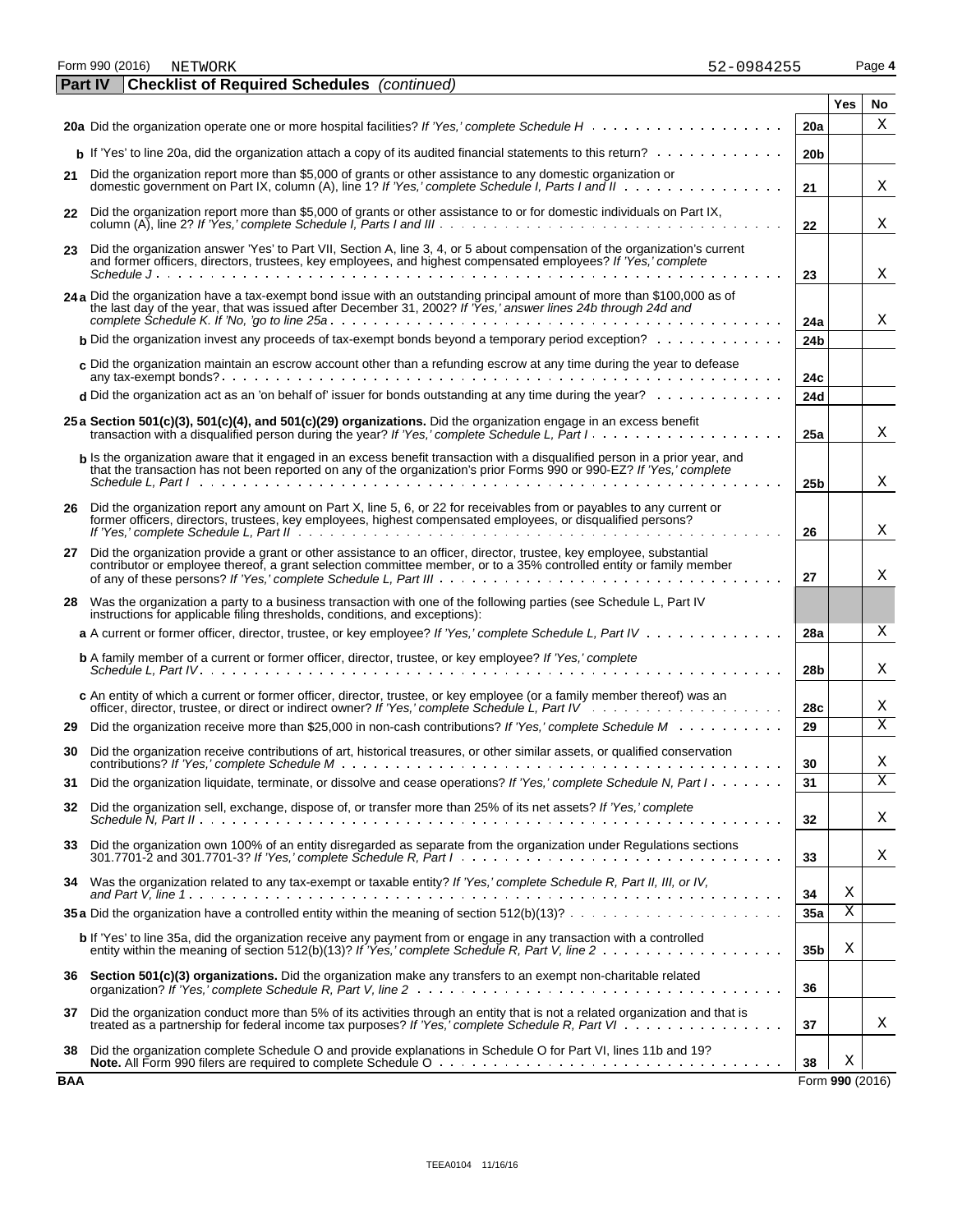Form 990 (2016) NETWORK 52-0984255

## Part IV Checklist of Required Schedules *(continued)*

| | | | Yes | No |
|---|---|---|---|---|
| **20a** | Did the organization operate one or more hospital facilities? *If 'Yes,' complete Schedule H* | **20a** | | X |
| **b** | If 'Yes' to line 20a, did the organization attach a copy of its audited financial statements to this return? | **20b** | | |
| **21** | Did the organization report more than $5,000 of grants or other assistance to any domestic organization or domestic government on Part IX, column (A), line 1? *If 'Yes,' complete Schedule I, Parts I and II* | **21** | | X |
| **22** | Did the organization report more than $5,000 of grants or other assistance to or for domestic individuals on Part IX, column (A), line 2? *If 'Yes,' complete Schedule I, Parts I and III* | **22** | | X |
| **23** | Did the organization answer 'Yes' to Part VII, Section A, line 3, 4, or 5 about compensation of the organization's current and former officers, directors, trustees, key employees, and highest compensated employees? *If 'Yes,' complete Schedule J* | **23** | | X |
| **24a** | Did the organization have a tax-exempt bond issue with an outstanding principal amount of more than $100,000 as of the last day of the year, that was issued after December 31, 2002? *If 'Yes,' answer lines 24b through 24d and complete Schedule K. If 'No,' go to line 25a* | **24a** | | X |
| **b** | Did the organization invest any proceeds of tax-exempt bonds beyond a temporary period exception? | **24b** | | |
| **c** | Did the organization maintain an escrow account other than a refunding escrow at any time during the year to defease any tax-exempt bonds? | **24c** | | |
| **d** | Did the organization act as an 'on behalf of' issuer for bonds outstanding at any time during the year? | **24d** | | |
| **25a** | **Section 501(c)(3), 501(c)(4), and 501(c)(29) organizations.** Did the organization engage in an excess benefit transaction with a disqualified person during the year? *If 'Yes,' complete Schedule L, Part I* | **25a** | | X |
| **b** | Is the organization aware that it engaged in an excess benefit transaction with a disqualified person in a prior year, and that the transaction has not been reported on any of the organization's prior Forms 990 or 990-EZ? *If 'Yes,' complete Schedule L, Part I* | **25b** | | X |
| **26** | Did the organization report any amount on Part X, line 5, 6, or 22 for receivables from or payables to any current or former officers, directors, trustees, key employees, highest compensated employees, or disqualified persons? *If 'Yes,' complete Schedule L, Part II* | **26** | | X |
| **27** | Did the organization provide a grant or other assistance to an officer, director, trustee, key employee, substantial contributor or employee thereof, a grant selection committee member, or to a 35% controlled entity or family member of any of these persons? *If 'Yes,' complete Schedule L, Part III* | **27** | | X |
| **28** | Was the organization a party to a business transaction with one of the following parties (see Schedule L, Part IV instructions for applicable filing thresholds, conditions, and exceptions): | | | |
| **a** | A current or former officer, director, trustee, or key employee? *If 'Yes,' complete Schedule L, Part IV* | **28a** | | X |
| **b** | A family member of a current or former officer, director, trustee, or key employee? *If 'Yes,' complete Schedule L, Part IV* | **28b** | | X |
| **c** | An entity of which a current or former officer, director, trustee, or key employee (or a family member thereof) was an officer, director, trustee, or direct or indirect owner? *If 'Yes,' complete Schedule L, Part IV* | **28c** | | X |
| **29** | Did the organization receive more than $25,000 in non-cash contributions? *If 'Yes,' complete Schedule M* | **29** | | X |
| **30** | Did the organization receive contributions of art, historical treasures, or other similar assets, or qualified conservation contributions? *If 'Yes,' complete Schedule M* | **30** | | X |
| **31** | Did the organization liquidate, terminate, or dissolve and cease operations? *If 'Yes,' complete Schedule N, Part I* | **31** | | X |
| **32** | Did the organization sell, exchange, dispose of, or transfer more than 25% of its net assets? *If 'Yes,' complete Schedule N, Part II* | **32** | | X |
| **33** | Did the organization own 100% of an entity disregarded as separate from the organization under Regulations sections 301.7701-2 and 301.7701-3? *If 'Yes,' complete Schedule R, Part I* | **33** | | X |
| **34** | Was the organization related to any tax-exempt or taxable entity? *If 'Yes,' complete Schedule R, Part II, III, or IV, and Part V, line 1* | **34** | X | |
| **35a** | Did the organization have a controlled entity within the meaning of section 512(b)(13)? | **35a** | X | |
| **b** | If 'Yes' to line 35a, did the organization receive any payment from or engage in any transaction with a controlled entity within the meaning of section 512(b)(13)? *If 'Yes,' complete Schedule R, Part V, line 2* | **35b** | X | |
| **36** | **Section 501(c)(3) organizations.** Did the organization make any transfers to an exempt non-charitable related organization? *If 'Yes,' complete Schedule R, Part V, line 2* | **36** | | |
| **37** | Did the organization conduct more than 5% of its activities through an entity that is not a related organization and that is treated as a partnership for federal income tax purposes? *If 'Yes,' complete Schedule R, Part VI* | **37** | | X |
| **38** | Did the organization complete Schedule O and provide explanations in Schedule O for Part VI, lines 11b and 19? **Note.** All Form 990 filers are required to complete Schedule O | **38** | X | |

BAA Form **990** (2016)

TEEA0104 11/16/16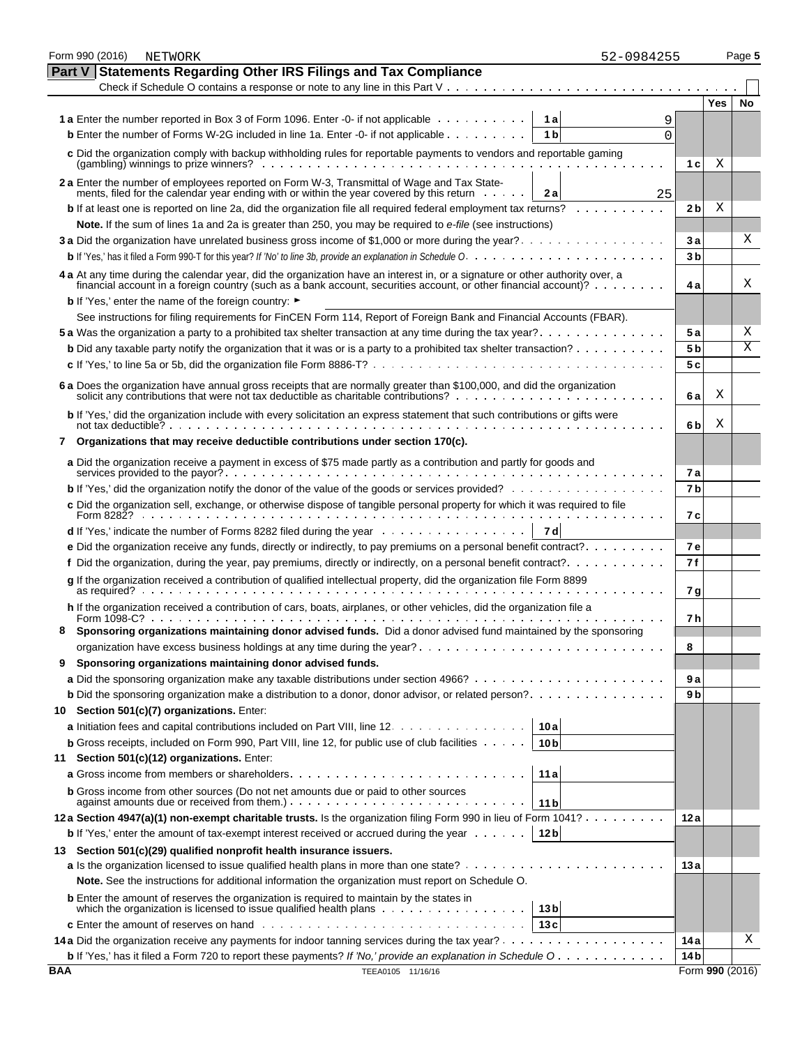Form 990 (2016) NETWORK 52-0984255 Page **5**

## Part V Statements Regarding Other IRS Filings and Tax Compliance

Check if Schedule O contains a response or note to any line in this Part V . . . . . . . . . . ☐

| | | | | Yes | No |
|---|---|---|---|---|---|
| **1 a** Enter the number reported in Box 3 of Form 1096. Enter -0- if not applicable | **1 a** | 9 | | | |
| **b** Enter the number of Forms W-2G included in line 1a. Enter -0- if not applicable | **1 b** | 0 | | | |
| **c** Did the organization comply with backup withholding rules for reportable payments to vendors and reportable gaming (gambling) winnings to prize winners? | | | **1 c** | X | |
| **2 a** Enter the number of employees reported on Form W-3, Transmittal of Wage and Tax Statements, filed for the calendar year ending with or within the year covered by this return | **2 a** | 25 | | | |
| **b** If at least one is reported on line 2a, did the organization file all required federal employment tax returns? | | | **2 b** | X | |
| **Note.** If the sum of lines 1a and 2a is greater than 250, you may be required to *e-file* (see instructions) | | | | | |
| **3 a** Did the organization have unrelated business gross income of $1,000 or more during the year? | | | **3 a** | | X |
| **b** If 'Yes,' has it filed a Form 990-T for this year? *If 'No' to line 3b, provide an explanation in Schedule O* | | | **3 b** | | |
| **4 a** At any time during the calendar year, did the organization have an interest in, or a signature or other authority over, a financial account in a foreign country (such as a bank account, securities account, or other financial account)? | | | **4 a** | | X |
| **b** If 'Yes,' enter the name of the foreign country: ► | | | | | |
| See instructions for filing requirements for FinCEN Form 114, Report of Foreign Bank and Financial Accounts (FBAR). | | | | | |
| **5 a** Was the organization a party to a prohibited tax shelter transaction at any time during the tax year? | | | **5 a** | | X |
| **b** Did any taxable party notify the organization that it was or is a party to a prohibited tax shelter transaction? | | | **5 b** | | X |
| **c** If 'Yes,' to line 5a or 5b, did the organization file Form 8886-T? | | | **5 c** | | |
| **6 a** Does the organization have annual gross receipts that are normally greater than $100,000, and did the organization solicit any contributions that were not tax deductible as charitable contributions? | | | **6 a** | X | |
| **b** If 'Yes,' did the organization include with every solicitation an express statement that such contributions or gifts were not tax deductible? | | | **6 b** | X | |
| **7 Organizations that may receive deductible contributions under section 170(c).** | | | | | |
| **a** Did the organization receive a payment in excess of $75 made partly as a contribution and partly for goods and services provided to the payor? | | | **7 a** | | |
| **b** If 'Yes,' did the organization notify the donor of the value of the goods or services provided? | | | **7 b** | | |
| **c** Did the organization sell, exchange, or otherwise dispose of tangible personal property for which it was required to file Form 8282? | | | **7 c** | | |
| **d** If 'Yes,' indicate the number of Forms 8282 filed during the year | **7 d** | | | | |
| **e** Did the organization receive any funds, directly or indirectly, to pay premiums on a personal benefit contract? | | | **7 e** | | |
| **f** Did the organization, during the year, pay premiums, directly or indirectly, on a personal benefit contract? | | | **7 f** | | |
| **g** If the organization received a contribution of qualified intellectual property, did the organization file Form 8899 as required? | | | **7 g** | | |
| **h** If the organization received a contribution of cars, boats, airplanes, or other vehicles, did the organization file a Form 1098-C? | | | **7 h** | | |
| **8 Sponsoring organizations maintaining donor advised funds.** Did a donor advised fund maintained by the sponsoring organization have excess business holdings at any time during the year? | | | **8** | | |
| **9 Sponsoring organizations maintaining donor advised funds.** | | | | | |
| **a** Did the sponsoring organization make any taxable distributions under section 4966? | | | **9 a** | | |
| **b** Did the sponsoring organization make a distribution to a donor, donor advisor, or related person? | | | **9 b** | | |
| **10 Section 501(c)(7) organizations.** Enter: | | | | | |
| **a** Initiation fees and capital contributions included on Part VIII, line 12 | **10 a** | | | | |
| **b** Gross receipts, included on Form 990, Part VIII, line 12, for public use of club facilities | **10 b** | | | | |
| **11 Section 501(c)(12) organizations.** Enter: | | | | | |
| **a** Gross income from members or shareholders | **11 a** | | | | |
| **b** Gross income from other sources (Do not net amounts due or paid to other sources against amounts due or received from them.) | **11 b** | | | | |
| **12 a Section 4947(a)(1) non-exempt charitable trusts.** Is the organization filing Form 990 in lieu of Form 1041? | | | **12 a** | | |
| **b** If 'Yes,' enter the amount of tax-exempt interest received or accrued during the year | **12 b** | | | | |
| **13 Section 501(c)(29) qualified nonprofit health insurance issuers.** | | | | | |
| **a** Is the organization licensed to issue qualified health plans in more than one state? | | | **13 a** | | |
| **Note.** See the instructions for additional information the organization must report on Schedule O. | | | | | |
| **b** Enter the amount of reserves the organization is required to maintain by the states in which the organization is licensed to issue qualified health plans | **13 b** | | | | |
| **c** Enter the amount of reserves on hand | **13 c** | | | | |
| **14 a** Did the organization receive any payments for indoor tanning services during the tax year? | | | **14 a** | | X |
| **b** If 'Yes,' has it filed a Form 720 to report these payments? *If 'No,' provide an explanation in Schedule O* | | | **14 b** | | |

BAA TEEA0105 11/16/16 Form **990** (2016)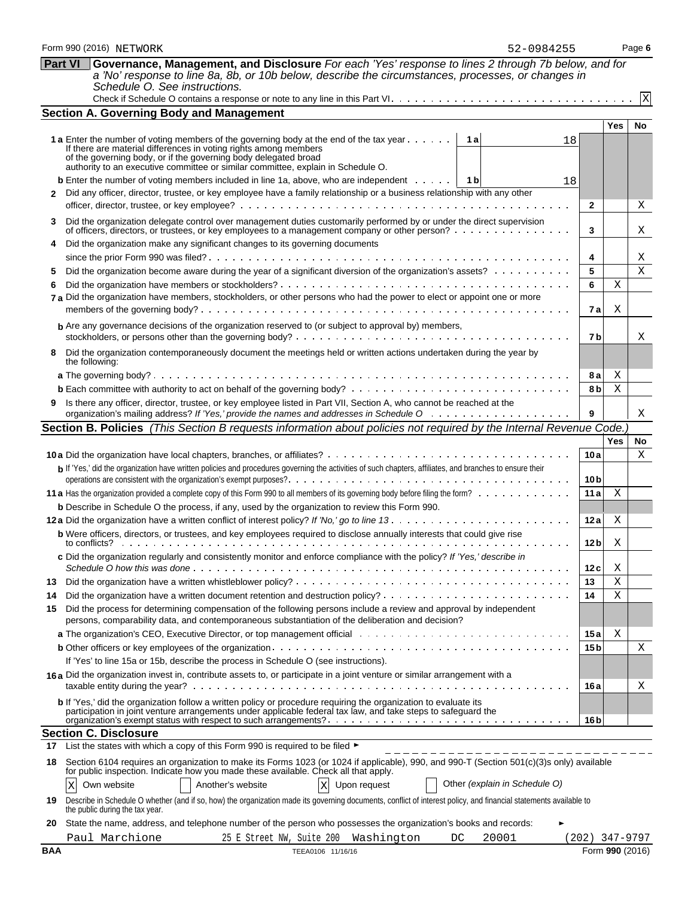Form 990 (2016) NETWORK 52-0984255 Page **6**

## Part VI Governance, Management, and Disclosure

*For each 'Yes' response to lines 2 through 7b below, and for a 'No' response to line 8a, 8b, or 10b below, describe the circumstances, processes, or changes in Schedule O. See instructions.*

Check if Schedule O contains a response or note to any line in this Part VI . . . X

### Section A. Governing Body and Management

| | | | Yes | No |
|---|---|---|---|---|
| **1a** Enter the number of voting members of the governing body at the end of the tax year . . . If there are material differences in voting rights among members of the governing body, or if the governing body delegated broad authority to an executive committee or similar committee, explain in Schedule O. | **1a** 18 | | | |
| **b** Enter the number of voting members included in line 1a, above, who are independent . . . | **1b** 18 | | | |
| **2** Did any officer, director, trustee, or key employee have a family relationship or a business relationship with any other officer, director, trustee, or key employee? | | **2** | | X |
| **3** Did the organization delegate control over management duties customarily performed by or under the direct supervision of officers, directors, or trustees, or key employees to a management company or other person? | | **3** | | X |
| **4** Did the organization make any significant changes to its governing documents since the prior Form 990 was filed? | | **4** | | X |
| **5** Did the organization become aware during the year of a significant diversion of the organization's assets? | | **5** | | X |
| **6** Did the organization have members or stockholders? | | **6** | X | |
| **7a** Did the organization have members, stockholders, or other persons who had the power to elect or appoint one or more members of the governing body? | | **7a** | X | |
| **b** Are any governance decisions of the organization reserved to (or subject to approval by) members, stockholders, or persons other than the governing body? | | **7b** | | X |
| **8** Did the organization contemporaneously document the meetings held or written actions undertaken during the year by the following: | | | | |
| **a** The governing body? | | **8a** | X | |
| **b** Each committee with authority to act on behalf of the governing body? | | **8b** | X | |
| **9** Is there any officer, director, trustee, or key employee listed in Part VII, Section A, who cannot be reached at the organization's mailing address? *If 'Yes,' provide the names and addresses in Schedule O* | | **9** | | X |

### Section B. Policies *(This Section B requests information about policies not required by the Internal Revenue Code.)*

| | | Yes | No |
|---|---|---|---|
| **10a** Did the organization have local chapters, branches, or affiliates? | **10a** | | X |
| **b** If 'Yes,' did the organization have written policies and procedures governing the activities of such chapters, affiliates, and branches to ensure their operations are consistent with the organization's exempt purposes? | **10b** | | |
| **11a** Has the organization provided a complete copy of this Form 990 to all members of its governing body before filing the form? | **11a** | X | |
| **b** Describe in Schedule O the process, if any, used by the organization to review this Form 990. | | | |
| **12a** Did the organization have a written conflict of interest policy? *If 'No,' go to line 13* | **12a** | X | |
| **b** Were officers, directors, or trustees, and key employees required to disclose annually interests that could give rise to conflicts? | **12b** | X | |
| **c** Did the organization regularly and consistently monitor and enforce compliance with the policy? *If 'Yes,' describe in Schedule O how this was done* | **12c** | X | |
| **13** Did the organization have a written whistleblower policy? | **13** | X | |
| **14** Did the organization have a written document retention and destruction policy? | **14** | X | |
| **15** Did the process for determining compensation of the following persons include a review and approval by independent persons, comparability data, and contemporaneous substantiation of the deliberation and decision? | | | |
| **a** The organization's CEO, Executive Director, or top management official | **15a** | X | |
| **b** Other officers or key employees of the organization | **15b** | | X |
| If 'Yes' to line 15a or 15b, describe the process in Schedule O (see instructions). | | | |
| **16a** Did the organization invest in, contribute assets to, or participate in a joint venture or similar arrangement with a taxable entity during the year? | **16a** | | X |
| **b** If 'Yes,' did the organization follow a written policy or procedure requiring the organization to evaluate its participation in joint venture arrangements under applicable federal tax law, and take steps to safeguard the organization's exempt status with respect to such arrangements? | **16b** | | |

### Section C. Disclosure

**17** List the states with which a copy of this Form 990 is required to be filed ►

**18** Section 6104 requires an organization to make its Forms 1023 (or 1024 if applicable), 990, and 990-T (Section 501(c)(3)s only) available for public inspection. Indicate how you made these available. Check all that apply.

[X] Own website [ ] Another's website [X] Upon request [ ] Other *(explain in Schedule O)*

**19** Describe in Schedule O whether (and if so, how) the organization made its governing documents, conflict of interest policy, and financial statements available to the public during the tax year.

**20** State the name, address, and telephone number of the person who possesses the organization's books and records: ►

Paul Marchione 25 E Street NW, Suite 200 Washington DC 20001 (202) 347-9797

BAA TEEA0106 11/16/16 Form **990** (2016)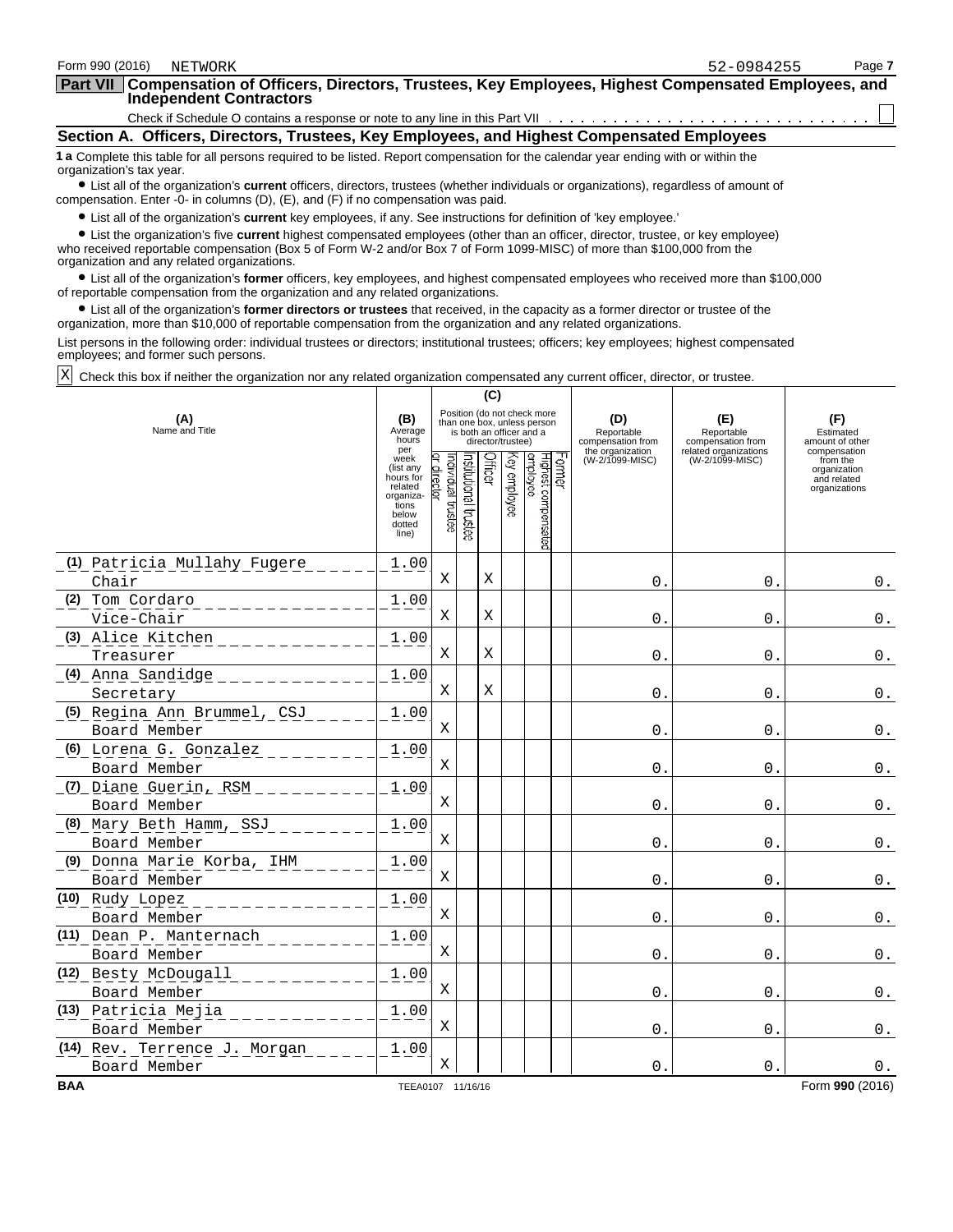Form 990 (2016) NETWORK 52-0984255

## Part VII Compensation of Officers, Directors, Trustees, Key Employees, Highest Compensated Employees, and Independent Contractors

Check if Schedule O contains a response or note to any line in this Part VII ☐

### Section A. Officers, Directors, Trustees, Key Employees, and Highest Compensated Employees

**1 a** Complete this table for all persons required to be listed. Report compensation for the calendar year ending with or within the organization's tax year.

- List all of the organization's **current** officers, directors, trustees (whether individuals or organizations), regardless of amount of compensation. Enter -0- in columns (D), (E), and (F) if no compensation was paid.
- List all of the organization's **current** key employees, if any. See instructions for definition of 'key employee.'
- List the organization's five **current** highest compensated employees (other than an officer, director, trustee, or key employee) who received reportable compensation (Box 5 of Form W-2 and/or Box 7 of Form 1099-MISC) of more than $100,000 from the organization and any related organizations.
- List all of the organization's **former** officers, key employees, and highest compensated employees who received more than $100,000 of reportable compensation from the organization and any related organizations.
- List all of the organization's **former directors or trustees** that received, in the capacity as a former director or trustee of the organization, more than $10,000 of reportable compensation from the organization and any related organizations.

List persons in the following order: individual trustees or directors; institutional trustees; officers; key employees; highest compensated employees; and former such persons.

☒ Check this box if neither the organization nor any related organization compensated any current officer, director, or trustee.

| (A) Name and Title | (B) Average hours per week (list any hours for related organizations below dotted line) | (C) Position (do not check more than one box, unless person is both an officer and a director/trustee) | | | | | | (D) Reportable compensation from the organization (W-2/1099-MISC) | (E) Reportable compensation from related organizations (W-2/1099-MISC) | (F) Estimated amount of other compensation from the organization and related organizations |
|---|---|---|---|---|---|---|---|---|---|---|
| | | Individual trustee or director | Institutional trustee | Officer | Key employee | Highest compensated employee | Former | | | |
| (1) Patricia Mullahy Fugere<br>Chair | 1.00 | X | | X | | | | 0. | 0. | 0. |
| (2) Tom Cordaro<br>Vice-Chair | 1.00 | X | | X | | | | 0. | 0. | 0. |
| (3) Alice Kitchen<br>Treasurer | 1.00 | X | | X | | | | 0. | 0. | 0. |
| (4) Anna Sandidge<br>Secretary | 1.00 | X | | X | | | | 0. | 0. | 0. |
| (5) Regina Ann Brummel, CSJ<br>Board Member | 1.00 | X | | | | | | 0. | 0. | 0. |
| (6) Lorena G. Gonzalez<br>Board Member | 1.00 | X | | | | | | 0. | 0. | 0. |
| (7) Diane Guerin, RSM<br>Board Member | 1.00 | X | | | | | | 0. | 0. | 0. |
| (8) Mary Beth Hamm, SSJ<br>Board Member | 1.00 | X | | | | | | 0. | 0. | 0. |
| (9) Donna Marie Korba, IHM<br>Board Member | 1.00 | X | | | | | | 0. | 0. | 0. |
| (10) Rudy Lopez<br>Board Member | 1.00 | X | | | | | | 0. | 0. | 0. |
| (11) Dean P. Manternach<br>Board Member | 1.00 | X | | | | | | 0. | 0. | 0. |
| (12) Besty McDougall<br>Board Member | 1.00 | X | | | | | | 0. | 0. | 0. |
| (13) Patricia Mejia<br>Board Member | 1.00 | X | | | | | | 0. | 0. | 0. |
| (14) Rev. Terrence J. Morgan<br>Board Member | 1.00 | X | | | | | | 0. | 0. | 0. |

BAA TEEA0107 11/16/16 Form 990 (2016)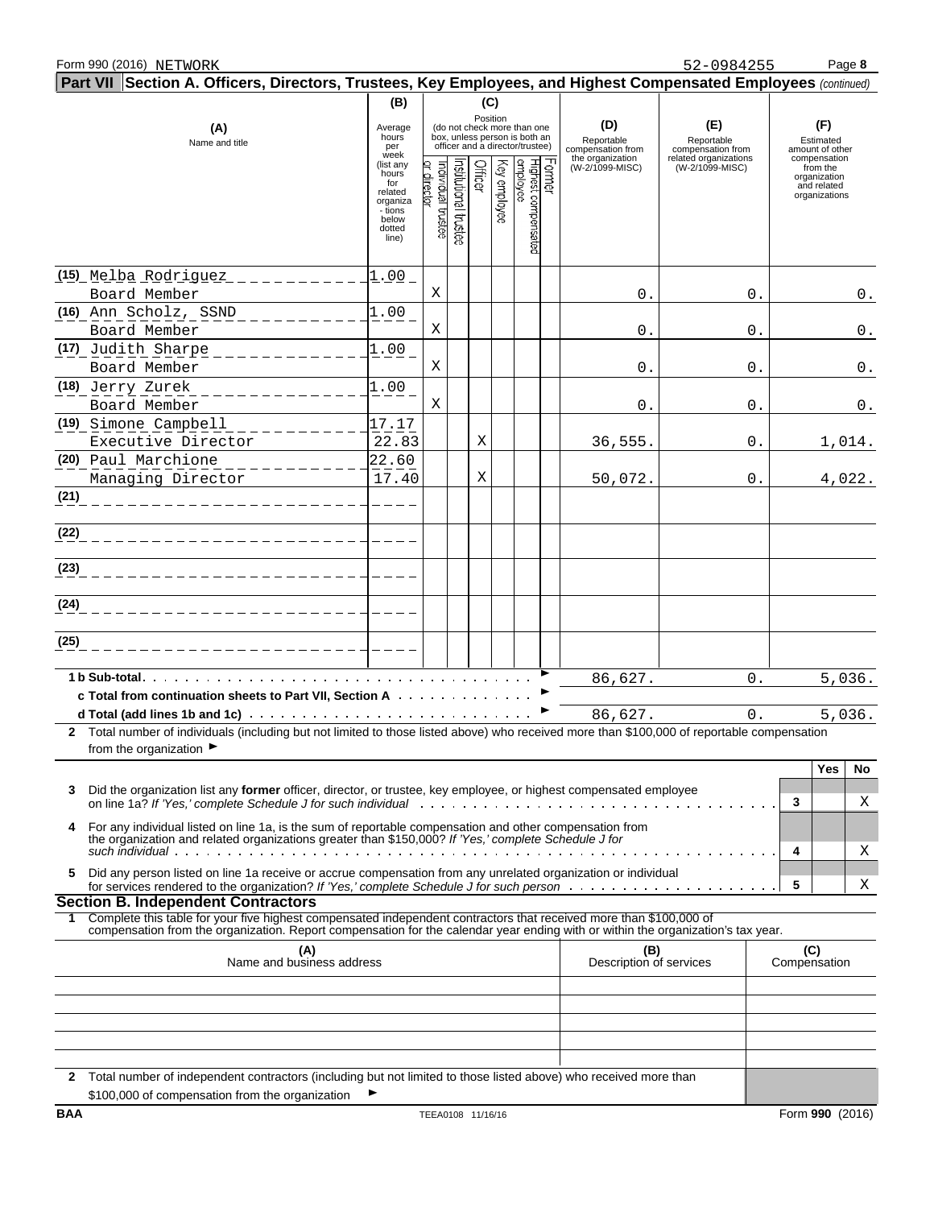Form 990 (2016) NETWORK 52-0984255

## Part VII Section A. Officers, Directors, Trustees, Key Employees, and Highest Compensated Employees *(continued)*

| (A) Name and title | (B) Average hours per week (list any hours for related organizations below dotted line) | (C) Position: Individual trustee or director | Institutional trustee | Officer | Key employee | Highest compensated employee | Former | (D) Reportable compensation from the organization (W-2/1099-MISC) | (E) Reportable compensation from related organizations (W-2/1099-MISC) | (F) Estimated amount of other compensation from the organization and related organizations |
|---|---|---|---|---|---|---|---|---|---|---|
| (15) Melba Rodriguez<br>Board Member | 1.00 | X | | | | | | 0. | 0. | 0. |
| (16) Ann Scholz, SSND<br>Board Member | 1.00 | X | | | | | | 0. | 0. | 0. |
| (17) Judith Sharpe<br>Board Member | 1.00 | X | | | | | | 0. | 0. | 0. |
| (18) Jerry Zurek<br>Board Member | 1.00 | X | | | | | | 0. | 0. | 0. |
| (19) Simone Campbell<br>Executive Director | 17.17<br>22.83 | | | X | | | | 36,555. | 0. | 1,014. |
| (20) Paul Marchione<br>Managing Director | 22.60<br>17.40 | | | X | | | | 50,072. | 0. | 4,022. |
| (21) | | | | | | | | | | |
| (22) | | | | | | | | | | |
| (23) | | | | | | | | | | |
| (24) | | | | | | | | | | |
| (25) | | | | | | | | | | |
| **1 b Sub-total** | | | | | | | | 86,627. | 0. | 5,036. |
| **c Total from continuation sheets to Part VII, Section A** | | | | | | | | | | |
| **d Total (add lines 1b and 1c)** | | | | | | | | 86,627. | 0. | 5,036. |

**2** Total number of individuals (including but not limited to those listed above) who received more than $100,000 of reportable compensation from the organization ►

| | | | Yes | No |
|---|---|---|---|---|
| **3** | Did the organization list any **former** officer, director, or trustee, key employee, or highest compensated employee on line 1a? *If 'Yes,' complete Schedule J for such individual* | 3 | | X |
| **4** | For any individual listed on line 1a, is the sum of reportable compensation and other compensation from the organization and related organizations greater than $150,000? *If 'Yes,' complete Schedule J for such individual* | 4 | | X |
| **5** | Did any person listed on line 1a receive or accrue compensation from any unrelated organization or individual for services rendered to the organization? *If 'Yes,' complete Schedule J for such person* | 5 | | X |

### Section B. Independent Contractors

**1** Complete this table for your five highest compensated independent contractors that received more than $100,000 of compensation from the organization. Report compensation for the calendar year ending with or within the organization's tax year.

| (A) Name and business address | (B) Description of services | (C) Compensation |
|---|---|---|
| | | |
| | | |
| | | |
| | | |
| | | |

**2** Total number of independent contractors (including but not limited to those listed above) who received more than $100,000 of compensation from the organization ►

BAA TEEA0108 11/16/16 Form **990** (2016)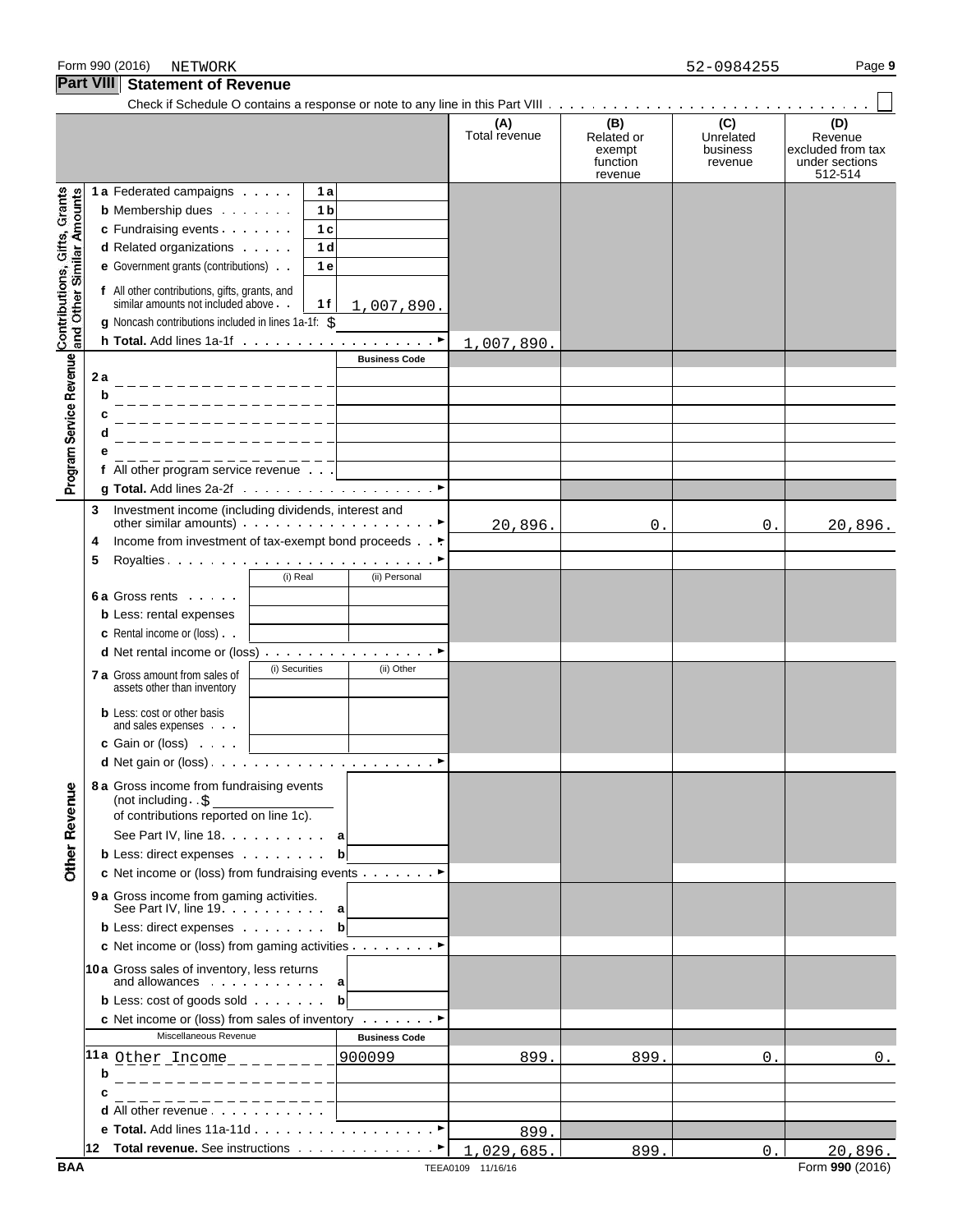Form 990 (2016) NETWORK 52-0984255

## Part VIII Statement of Revenue

Check if Schedule O contains a response or note to any line in this Part VIII . . . ☐

| | | | | (A) Total revenue | (B) Related or exempt function revenue | (C) Unrelated business revenue | (D) Revenue excluded from tax under sections 512-514 |
|---|---|---|---|---|---|---|---|
| **Contributions, Gifts, Grants and Other Similar Amounts** | 1a Federated campaigns | 1a | | | | | |
| | b Membership dues | 1b | | | | | |
| | c Fundraising events | 1c | | | | | |
| | d Related organizations | 1d | | | | | |
| | e Government grants (contributions) | 1e | | | | | |
| | f All other contributions, gifts, grants, and similar amounts not included above | 1f | 1,007,890. | | | | |
| | g Noncash contributions included in lines 1a-1f: $ | | | | | | |
| | h **Total.** Add lines 1a-1f | | | 1,007,890. | | | |
| **Program Service Revenue** | | | Business Code | | | | |
| | 2a | | | | | | |
| | b | | | | | | |
| | c | | | | | | |
| | d | | | | | | |
| | e | | | | | | |
| | f All other program service revenue | | | | | | |
| | g **Total.** Add lines 2a-2f | | | | | | |
| **Other Revenue** | 3 Investment income (including dividends, interest and other similar amounts) | | | 20,896. | 0. | 0. | 20,896. |
| | 4 Income from investment of tax-exempt bond proceeds | | | | | | |
| | 5 Royalties | | | | | | |
| | | (i) Real | (ii) Personal | | | | |
| | 6a Gross rents | | | | | | |
| | b Less: rental expenses | | | | | | |
| | c Rental income or (loss) | | | | | | |
| | d Net rental income or (loss) | | | | | | |
| | | (i) Securities | (ii) Other | | | | |
| | 7a Gross amount from sales of assets other than inventory | | | | | | |
| | b Less: cost or other basis and sales expenses | | | | | | |
| | c Gain or (loss) | | | | | | |
| | d Net gain or (loss) | | | | | | |
| | 8a Gross income from fundraising events (not including $ of contributions reported on line 1c). See Part IV, line 18 | a | | | | | |
| | b Less: direct expenses | b | | | | | |
| | c Net income or (loss) from fundraising events | | | | | | |
| | 9a Gross income from gaming activities. See Part IV, line 19 | a | | | | | |
| | b Less: direct expenses | b | | | | | |
| | c Net income or (loss) from gaming activities | | | | | | |
| | 10a Gross sales of inventory, less returns and allowances | a | | | | | |
| | b Less: cost of goods sold | b | | | | | |
| | c Net income or (loss) from sales of inventory | | | | | | |
| | Miscellaneous Revenue | | Business Code | | | | |
| | 11a Other Income | | 900099 | 899. | 899. | 0. | 0. |
| | b | | | | | | |
| | c | | | | | | |
| | d All other revenue | | | | | | |
| | e **Total.** Add lines 11a-11d | | | 899. | | | |
| | 12 **Total revenue.** See instructions | | | 1,029,685. | 899. | 0. | 20,896. |

BAA TEEA0109 11/16/16 Form **990** (2016)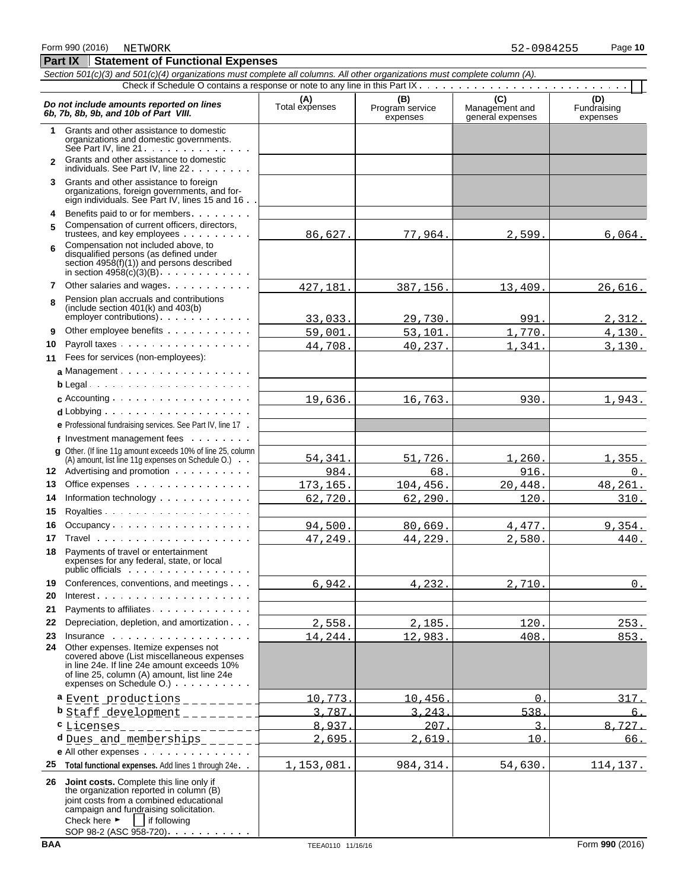Form 990 (2016) NETWORK 52-0984255

## Part IX Statement of Functional Expenses

*Section 501(c)(3) and 501(c)(4) organizations must complete all columns. All other organizations must complete column (A).*

Check if Schedule O contains a response or note to any line in this Part IX

| *Do not include amounts reported on lines 6b, 7b, 8b, 9b, and 10b of Part VIII.* | (A) Total expenses | (B) Program service expenses | (C) Management and general expenses | (D) Fundraising expenses |
|---|---|---|---|---|
| 1 Grants and other assistance to domestic organizations and domestic governments. See Part IV, line 21 | | | | |
| 2 Grants and other assistance to domestic individuals. See Part IV, line 22 | | | | |
| 3 Grants and other assistance to foreign organizations, foreign governments, and foreign individuals. See Part IV, lines 15 and 16 | | | | |
| 4 Benefits paid to or for members | | | | |
| 5 Compensation of current officers, directors, trustees, and key employees | 86,627. | 77,964. | 2,599. | 6,064. |
| 6 Compensation not included above, to disqualified persons (as defined under section 4958(f)(1)) and persons described in section 4958(c)(3)(B) | | | | |
| 7 Other salaries and wages | 427,181. | 387,156. | 13,409. | 26,616. |
| 8 Pension plan accruals and contributions (include section 401(k) and 403(b) employer contributions) | 33,033. | 29,730. | 991. | 2,312. |
| 9 Other employee benefits | 59,001. | 53,101. | 1,770. | 4,130. |
| 10 Payroll taxes | 44,708. | 40,237. | 1,341. | 3,130. |
| 11 Fees for services (non-employees): | | | | |
| a Management | | | | |
| b Legal | | | | |
| c Accounting | 19,636. | 16,763. | 930. | 1,943. |
| d Lobbying | | | | |
| e Professional fundraising services. See Part IV, line 17 | | | | |
| f Investment management fees | | | | |
| g Other. (If line 11g amount exceeds 10% of line 25, column (A) amount, list line 11g expenses on Schedule O.) | 54,341. | 51,726. | 1,260. | 1,355. |
| 12 Advertising and promotion | 984. | 68. | 916. | 0. |
| 13 Office expenses | 173,165. | 104,456. | 20,448. | 48,261. |
| 14 Information technology | 62,720. | 62,290. | 120. | 310. |
| 15 Royalties | | | | |
| 16 Occupancy | 94,500. | 80,669. | 4,477. | 9,354. |
| 17 Travel | 47,249. | 44,229. | 2,580. | 440. |
| 18 Payments of travel or entertainment expenses for any federal, state, or local public officials | | | | |
| 19 Conferences, conventions, and meetings | 6,942. | 4,232. | 2,710. | 0. |
| 20 Interest | | | | |
| 21 Payments to affiliates | | | | |
| 22 Depreciation, depletion, and amortization | 2,558. | 2,185. | 120. | 253. |
| 23 Insurance | 14,244. | 12,983. | 408. | 853. |
| 24 Other expenses. Itemize expenses not covered above (List miscellaneous expenses in line 24e. If line 24e amount exceeds 10% of line 25, column (A) amount, list line 24e expenses on Schedule O.) | | | | |
| a Event productions | 10,773. | 10,456. | 0. | 317. |
| b Staff development | 3,787. | 3,243. | 538. | 6. |
| c Licenses | 8,937. | 207. | 3. | 8,727. |
| d Dues and memberships | 2,695. | 2,619. | 10. | 66. |
| e All other expenses | | | | |
| 25 **Total functional expenses.** Add lines 1 through 24e | 1,153,081. | 984,314. | 54,630. | 114,137. |
| 26 **Joint costs.** Complete this line only if the organization reported in column (B) joint costs from a combined educational campaign and fundraising solicitation. Check here ► [ ] if following SOP 98-2 (ASC 958-720) | | | | |

BAA TEEA0110 11/16/16 Form **990** (2016)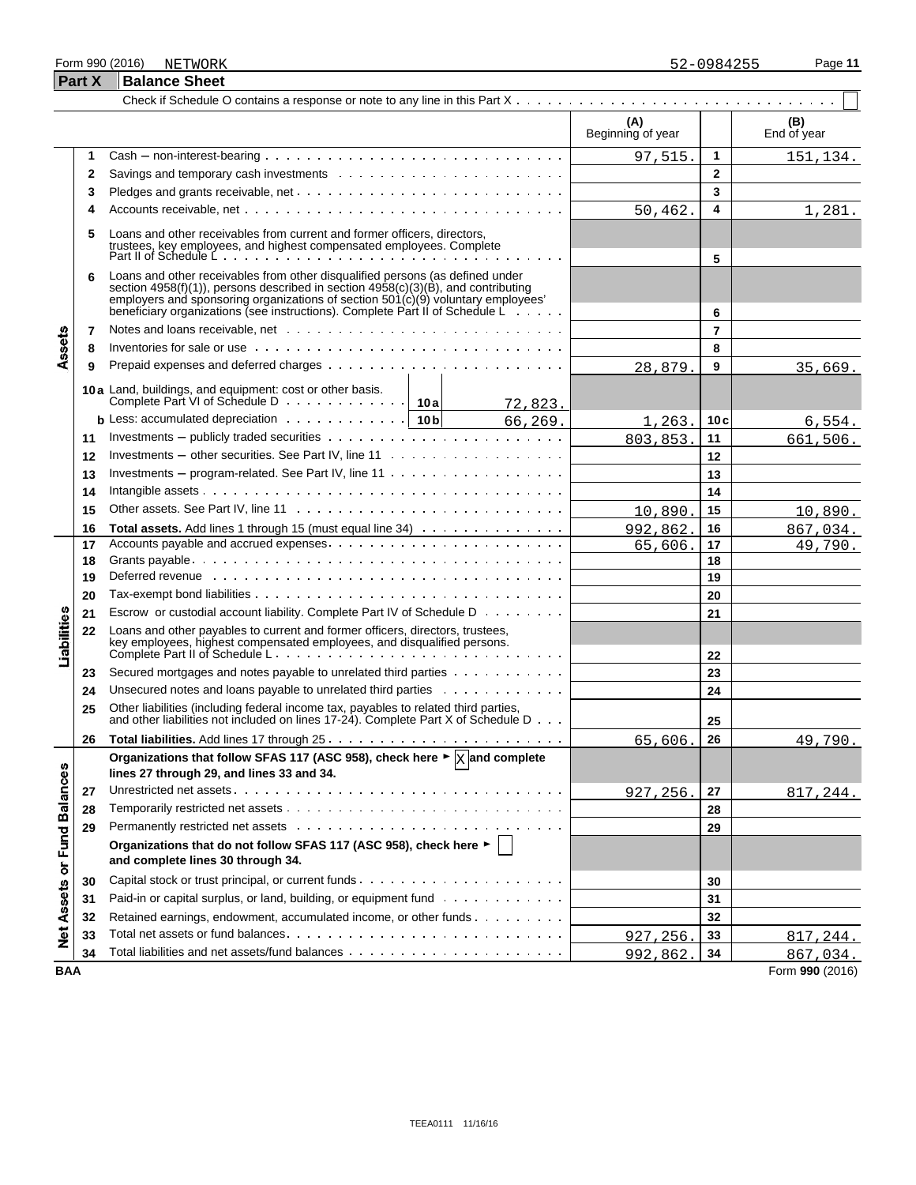Form 990 (2016) NETWORK 52-0984255

## Part X Balance Sheet

Check if Schedule O contains a response or note to any line in this Part X . . . . . . ☐

| | | | (A) Beginning of year | | (B) End of year |
|---|---|---|---|---|---|
| **Assets** | 1 | Cash – non-interest-bearing | 97,515. | 1 | 151,134. |
| | 2 | Savings and temporary cash investments | | 2 | |
| | 3 | Pledges and grants receivable, net | | 3 | |
| | 4 | Accounts receivable, net | 50,462. | 4 | 1,281. |
| | 5 | Loans and other receivables from current and former officers, directors, trustees, key employees, and highest compensated employees. Complete Part II of Schedule L | | 5 | |
| | 6 | Loans and other receivables from other disqualified persons (as defined under section 4958(f)(1)), persons described in section 4958(c)(3)(B), and contributing employers and sponsoring organizations of section 501(c)(9) voluntary employees' beneficiary organizations (see instructions). Complete Part II of Schedule L | | 6 | |
| | 7 | Notes and loans receivable, net | | 7 | |
| | 8 | Inventories for sale or use | | 8 | |
| | 9 | Prepaid expenses and deferred charges | 28,879. | 9 | 35,669. |
| | 10a | Land, buildings, and equipment: cost or other basis. Complete Part VI of Schedule D . . . 10a 72,823. | | | |
| | b | Less: accumulated depreciation . . . 10b 66,269. | 1,263. | 10c | 6,554. |
| | 11 | Investments – publicly traded securities | 803,853. | 11 | 661,506. |
| | 12 | Investments – other securities. See Part IV, line 11 | | 12 | |
| | 13 | Investments – program-related. See Part IV, line 11 | | 13 | |
| | 14 | Intangible assets | | 14 | |
| | 15 | Other assets. See Part IV, line 11 | 10,890. | 15 | 10,890. |
| | 16 | **Total assets.** Add lines 1 through 15 (must equal line 34) | 992,862. | 16 | 867,034. |
| **Liabilities** | 17 | Accounts payable and accrued expenses | 65,606. | 17 | 49,790. |
| | 18 | Grants payable | | 18 | |
| | 19 | Deferred revenue | | 19 | |
| | 20 | Tax-exempt bond liabilities | | 20 | |
| | 21 | Escrow or custodial account liability. Complete Part IV of Schedule D | | 21 | |
| | 22 | Loans and other payables to current and former officers, directors, trustees, key employees, highest compensated employees, and disqualified persons. Complete Part II of Schedule L | | 22 | |
| | 23 | Secured mortgages and notes payable to unrelated third parties | | 23 | |
| | 24 | Unsecured notes and loans payable to unrelated third parties | | 24 | |
| | 25 | Other liabilities (including federal income tax, payables to related third parties, and other liabilities not included on lines 17-24). Complete Part X of Schedule D | | 25 | |
| | 26 | **Total liabilities.** Add lines 17 through 25 | 65,606. | 26 | 49,790. |
| **Net Assets or Fund Balances** | | **Organizations that follow SFAS 117 (ASC 958), check here ► ☒ and complete lines 27 through 29, and lines 33 and 34.** | | | |
| | 27 | Unrestricted net assets | 927,256. | 27 | 817,244. |
| | 28 | Temporarily restricted net assets | | 28 | |
| | 29 | Permanently restricted net assets | | 29 | |
| | | **Organizations that do not follow SFAS 117 (ASC 958), check here ► ☐ and complete lines 30 through 34.** | | | |
| | 30 | Capital stock or trust principal, or current funds | | 30 | |
| | 31 | Paid-in or capital surplus, or land, building, or equipment fund | | 31 | |
| | 32 | Retained earnings, endowment, accumulated income, or other funds | | 32 | |
| | 33 | Total net assets or fund balances | 927,256. | 33 | 817,244. |
| | 34 | Total liabilities and net assets/fund balances | 992,862. | 34 | 867,034. |

BAA Form **990** (2016)

TEEA0111 11/16/16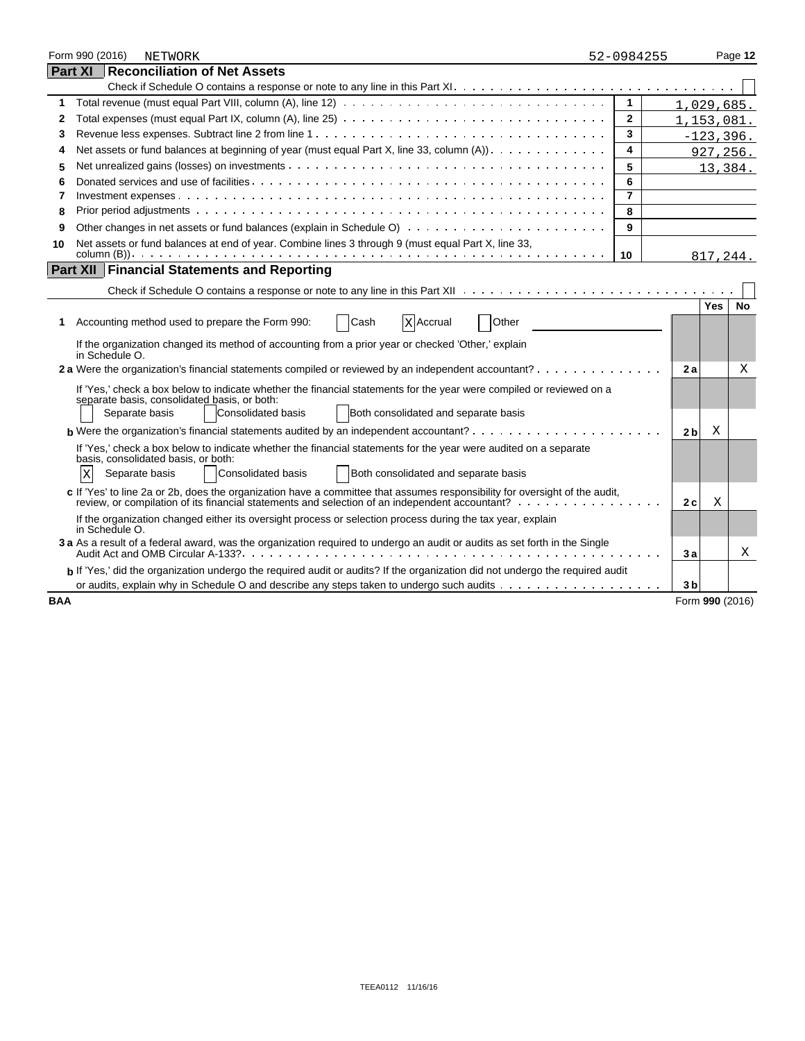Form 990 (2016) NETWORK 52-0984255 Page 12

## Part XI Reconciliation of Net Assets

Check if Schedule O contains a response or note to any line in this Part XI. [ ]

| | | Line | Amount |
|---|---|---|---|
| 1 | Total revenue (must equal Part VIII, column (A), line 12) | 1 | 1,029,685. |
| 2 | Total expenses (must equal Part IX, column (A), line 25) | 2 | 1,153,081. |
| 3 | Revenue less expenses. Subtract line 2 from line 1 | 3 | -123,396. |
| 4 | Net assets or fund balances at beginning of year (must equal Part X, line 33, column (A)) | 4 | 927,256. |
| 5 | Net unrealized gains (losses) on investments | 5 | 13,384. |
| 6 | Donated services and use of facilities | 6 | |
| 7 | Investment expenses | 7 | |
| 8 | Prior period adjustments | 8 | |
| 9 | Other changes in net assets or fund balances (explain in Schedule O) | 9 | |
| 10 | Net assets or fund balances at end of year. Combine lines 3 through 9 (must equal Part X, line 33, column (B)) | 10 | 817,244. |

## Part XII Financial Statements and Reporting

Check if Schedule O contains a response or note to any line in this Part XII [ ]

| | | | Yes | No |
|---|---|---|---|---|
| 1 | Accounting method used to prepare the Form 990: [ ] Cash [X] Accrual [ ] Other | | | |
| | If the organization changed its method of accounting from a prior year or checked 'Other,' explain in Schedule O. | | | |
| 2a | Were the organization's financial statements compiled or reviewed by an independent accountant? | 2a | | X |
| | If 'Yes,' check a box below to indicate whether the financial statements for the year were compiled or reviewed on a separate basis, consolidated basis, or both: [ ] Separate basis [ ] Consolidated basis [ ] Both consolidated and separate basis | | | |
| b | Were the organization's financial statements audited by an independent accountant? | 2b | X | |
| | If 'Yes,' check a box below to indicate whether the financial statements for the year were audited on a separate basis, consolidated basis, or both: [X] Separate basis [ ] Consolidated basis [ ] Both consolidated and separate basis | | | |
| c | If 'Yes' to line 2a or 2b, does the organization have a committee that assumes responsibility for oversight of the audit, review, or compilation of its financial statements and selection of an independent accountant? | 2c | X | |
| | If the organization changed either its oversight process or selection process during the tax year, explain in Schedule O. | | | |
| 3a | As a result of a federal award, was the organization required to undergo an audit or audits as set forth in the Single Audit Act and OMB Circular A-133? | 3a | | X |
| b | If 'Yes,' did the organization undergo the required audit or audits? If the organization did not undergo the required audit or audits, explain why in Schedule O and describe any steps taken to undergo such audits | 3b | | |

BAA Form 990 (2016)

TEEA0112 11/16/16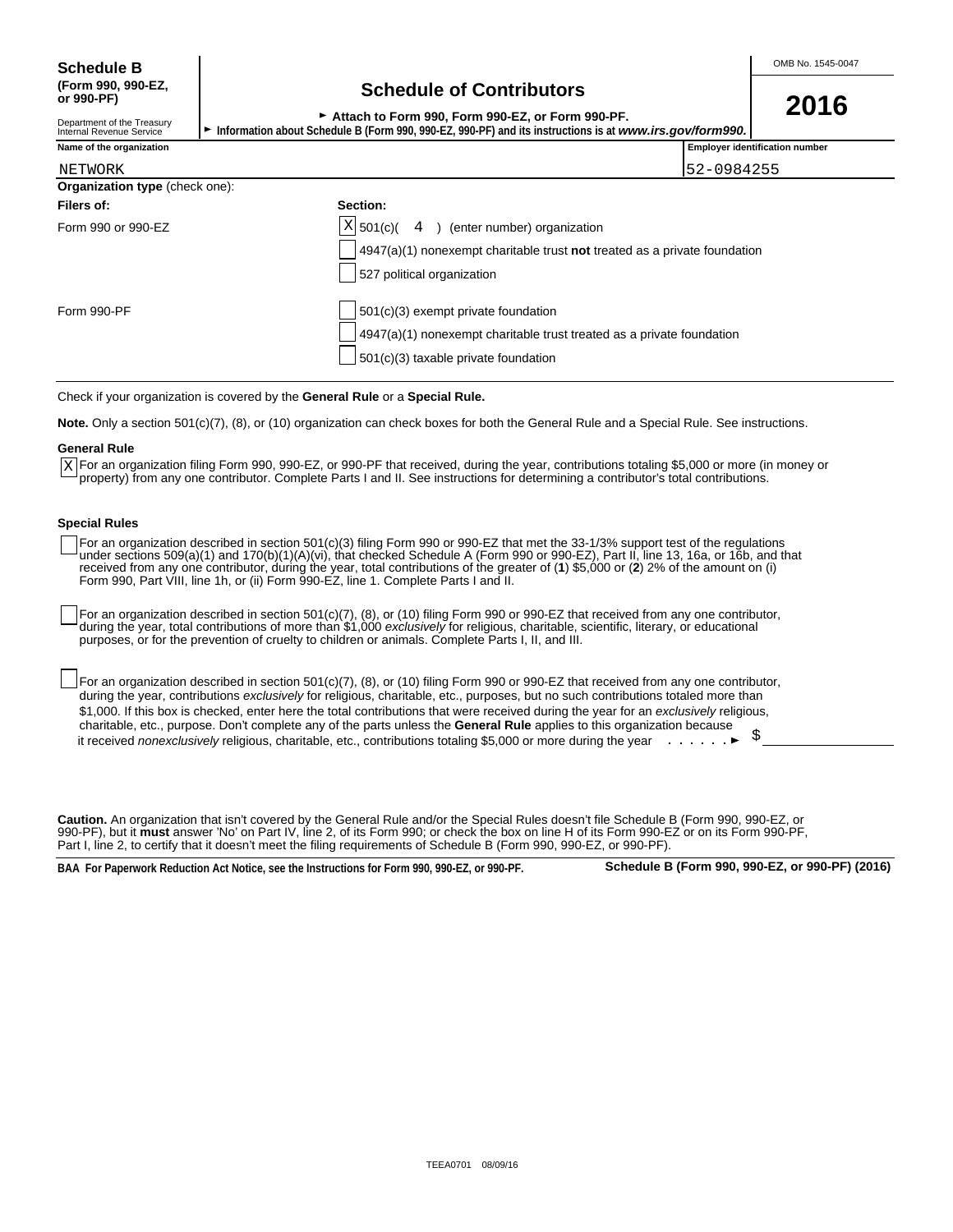**Schedule B**
**(Form 990, 990-EZ, or 990-PF)**

Department of the Treasury
Internal Revenue Service

# Schedule of Contributors

► **Attach to Form 990, Form 990-EZ, or Form 990-PF.**
► **Information about Schedule B (Form 990, 990-EZ, 990-PF) and its instructions is at *www.irs.gov/form990*.**

OMB No. 1545-0047

**2016**

| Name of the organization | Employer identification number |
|---|---|
| NETWORK | 52-0984255 |

**Organization type** (check one):

| Filers of: | Section: |
|---|---|
| Form 990 or 990-EZ | [X] 501(c)( 4 ) (enter number) organization |
| | [ ] 4947(a)(1) nonexempt charitable trust **not** treated as a private foundation |
| | [ ] 527 political organization |
| Form 990-PF | [ ] 501(c)(3) exempt private foundation |
| | [ ] 4947(a)(1) nonexempt charitable trust treated as a private foundation |
| | [ ] 501(c)(3) taxable private foundation |

Check if your organization is covered by the **General Rule** or a **Special Rule.**

**Note.** Only a section 501(c)(7), (8), or (10) organization can check boxes for both the General Rule and a Special Rule. See instructions.

**General Rule**

[X] For an organization filing Form 990, 990-EZ, or 990-PF that received, during the year, contributions totaling $5,000 or more (in money or property) from any one contributor. Complete Parts I and II. See instructions for determining a contributor's total contributions.

**Special Rules**

[ ] For an organization described in section 501(c)(3) filing Form 990 or 990-EZ that met the 33-1/3% support test of the regulations under sections 509(a)(1) and 170(b)(1)(A)(vi), that checked Schedule A (Form 990 or 990-EZ), Part II, line 13, 16a, or 16b, and that received from any one contributor, during the year, total contributions of the greater of (**1**) $5,000 or (**2**) 2% of the amount on (i) Form 990, Part VIII, line 1h, or (ii) Form 990-EZ, line 1. Complete Parts I and II.

[ ] For an organization described in section 501(c)(7), (8), or (10) filing Form 990 or 990-EZ that received from any one contributor, during the year, total contributions of more than $1,000 *exclusively* for religious, charitable, scientific, literary, or educational purposes, or for the prevention of cruelty to children or animals. Complete Parts I, II, and III.

[ ] For an organization described in section 501(c)(7), (8), or (10) filing Form 990 or 990-EZ that received from any one contributor, during the year, contributions *exclusively* for religious, charitable, etc., purposes, but no such contributions totaled more than $1,000. If this box is checked, enter here the total contributions that were received during the year for an *exclusively* religious, charitable, etc., purpose. Don't complete any of the parts unless the **General Rule** applies to this organization because it received *nonexclusively* religious, charitable, etc., contributions totaling $5,000 or more during the year . . . . . . ► $ ________

**Caution.** An organization that isn't covered by the General Rule and/or the Special Rules doesn't file Schedule B (Form 990, 990-EZ, or 990-PF), but it **must** answer 'No' on Part IV, line 2, of its Form 990; or check the box on line H of its Form 990-EZ or on its Form 990-PF, Part I, line 2, to certify that it doesn't meet the filing requirements of Schedule B (Form 990, 990-EZ, or 990-PF).

**BAA For Paperwork Reduction Act Notice, see the Instructions for Form 990, 990-EZ, or 990-PF.** **Schedule B (Form 990, 990-EZ, or 990-PF) (2016)**

TEEA0701 08/09/16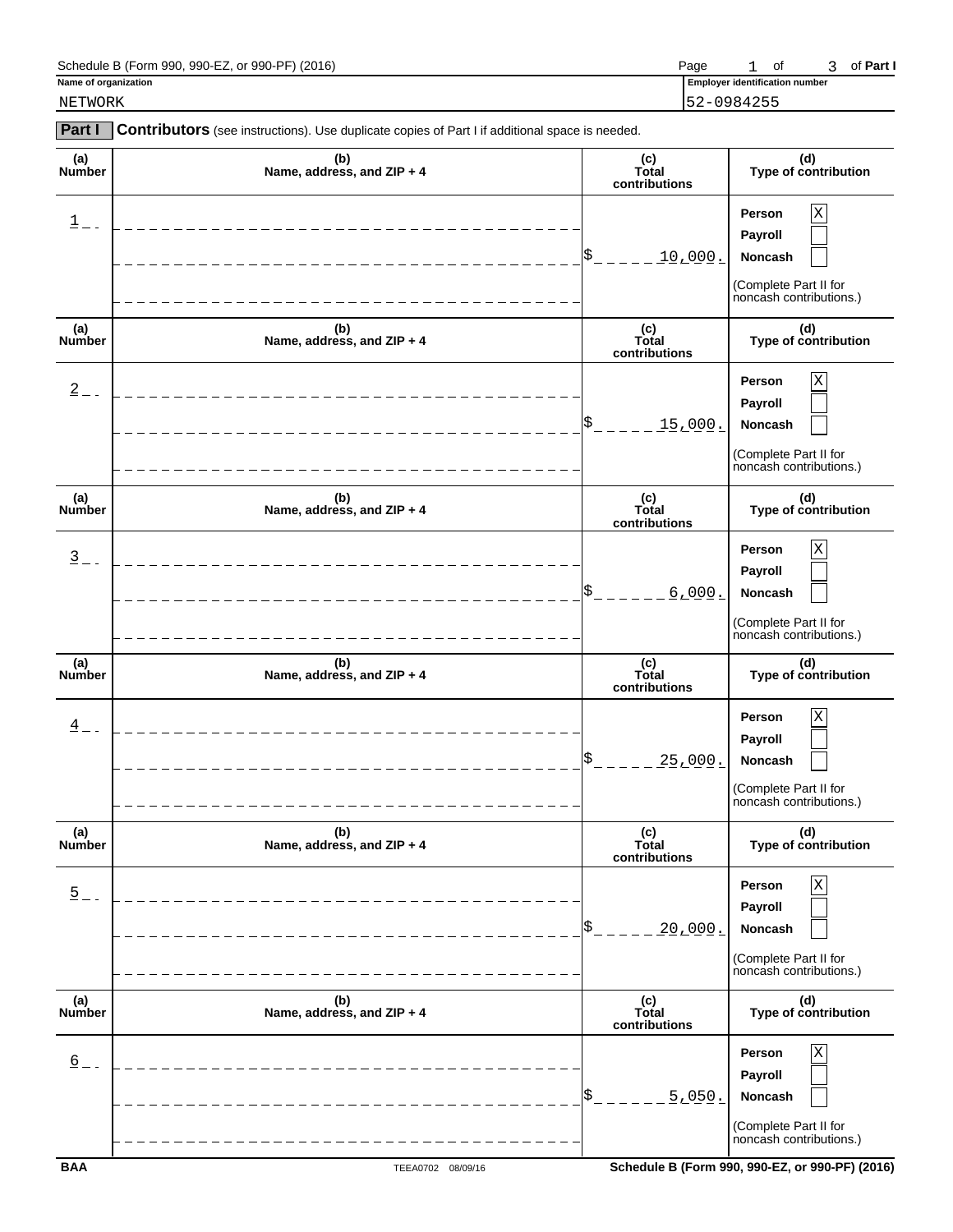Name of organization: NETWORK

Employer identification number: 52-0984255

**Part I** **Contributors** (see instructions). Use duplicate copies of Part I if additional space is needed.

| (a) Number | (b) Name, address, and ZIP + 4 | (c) Total contributions | (d) Type of contribution |
|---|---|---|---|
| 1 | | $ 10,000. | Person [X] Payroll [ ] Noncash [ ] (Complete Part II for noncash contributions.) |
| 2 | | $ 15,000. | Person [X] Payroll [ ] Noncash [ ] (Complete Part II for noncash contributions.) |
| 3 | | $ 6,000. | Person [X] Payroll [ ] Noncash [ ] (Complete Part II for noncash contributions.) |
| 4 | | $ 25,000. | Person [X] Payroll [ ] Noncash [ ] (Complete Part II for noncash contributions.) |
| 5 | | $ 20,000. | Person [X] Payroll [ ] Noncash [ ] (Complete Part II for noncash contributions.) |
| 6 | | $ 5,050. | Person [X] Payroll [ ] Noncash [ ] (Complete Part II for noncash contributions.) |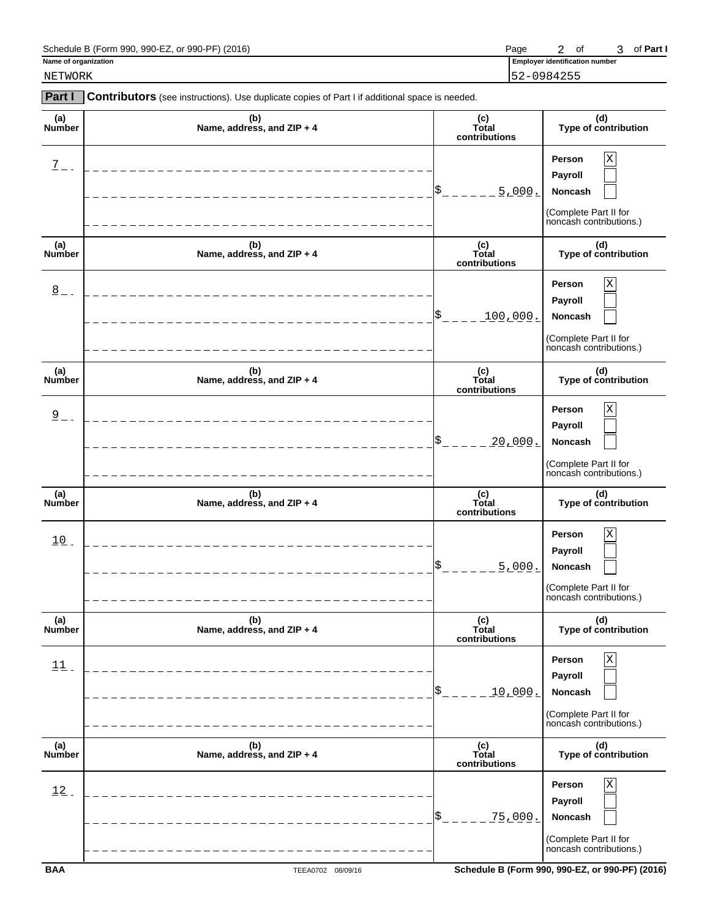Schedule B (Form 990, 990-EZ, or 990-PF) (2016) Page 2 of 3 of Part I

**Name of organization**
NETWORK

**Employer identification number**
52-0984255

**Part I** **Contributors** (see instructions). Use duplicate copies of Part I if additional space is needed.

| (a) Number | (b) Name, address, and ZIP + 4 | (c) Total contributions | (d) Type of contribution |
|---|---|---|---|
| 7 | | $ 5,000. | Person [X] Payroll [ ] Noncash [ ] (Complete Part II for noncash contributions.) |
| 8 | | $ 100,000. | Person [X] Payroll [ ] Noncash [ ] (Complete Part II for noncash contributions.) |
| 9 | | $ 20,000. | Person [X] Payroll [ ] Noncash [ ] (Complete Part II for noncash contributions.) |
| 10 | | $ 5,000. | Person [X] Payroll [ ] Noncash [ ] (Complete Part II for noncash contributions.) |
| 11 | | $ 10,000. | Person [X] Payroll [ ] Noncash [ ] (Complete Part II for noncash contributions.) |
| 12 | | $ 75,000. | Person [X] Payroll [ ] Noncash [ ] (Complete Part II for noncash contributions.) |

BAA TEEA0702 08/09/16 Schedule B (Form 990, 990-EZ, or 990-PF) (2016)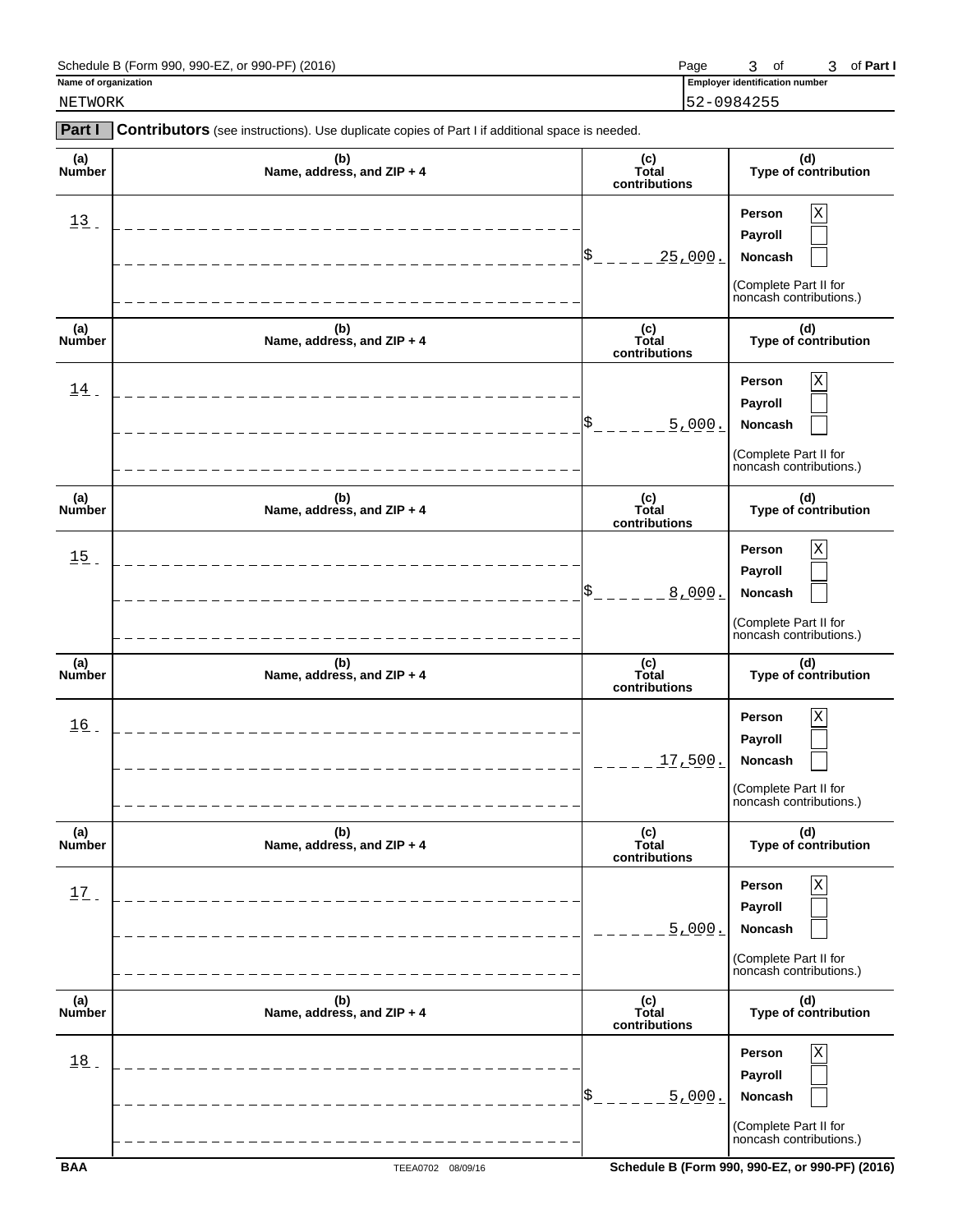Schedule B (Form 990, 990-EZ, or 990-PF) (2016)

**Name of organization**

NETWORK

**Employer identification number**

52-0984255

## Part I Contributors (see instructions). Use duplicate copies of Part I if additional space is needed.

| (a) Number | (b) Name, address, and ZIP + 4 | (c) Total contributions | (d) Type of contribution |
|---|---|---|---|
| 13 | | $ 25,000. | Person [X] Payroll [ ] Noncash [ ] (Complete Part II for noncash contributions.) |
| 14 | | $ 5,000. | Person [X] Payroll [ ] Noncash [ ] (Complete Part II for noncash contributions.) |
| 15 | | $ 8,000. | Person [X] Payroll [ ] Noncash [ ] (Complete Part II for noncash contributions.) |
| 16 | | 17,500. | Person [X] Payroll [ ] Noncash [ ] (Complete Part II for noncash contributions.) |
| 17 | | 5,000. | Person [X] Payroll [ ] Noncash [ ] (Complete Part II for noncash contributions.) |
| 18 | | $ 5,000. | Person [X] Payroll [ ] Noncash [ ] (Complete Part II for noncash contributions.) |

BAA TEEA0702 08/09/16 Schedule B (Form 990, 990-EZ, or 990-PF) (2016)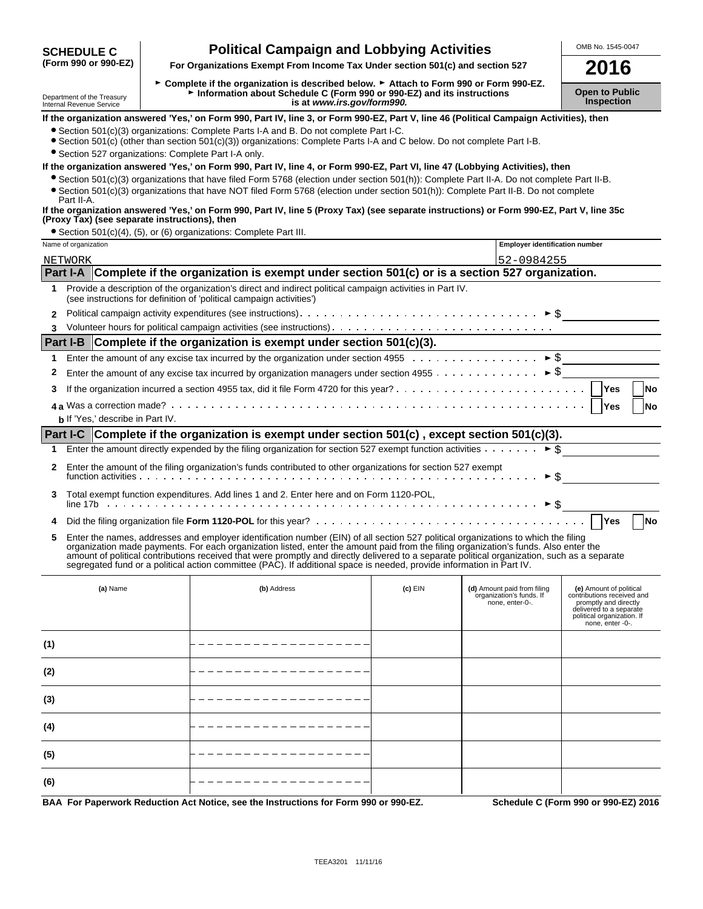**SCHEDULE C (Form 990 or 990-EZ)**

Department of the Treasury
Internal Revenue Service

# Political Campaign and Lobbying Activities

**For Organizations Exempt From Income Tax Under section 501(c) and section 527**

► **Complete if the organization is described below.** ► **Attach to Form 990 or Form 990-EZ.**
► **Information about Schedule C (Form 990 or 990-EZ) and its instructions is at *www.irs.gov/form990.***

OMB No. 1545-0047

**2016**

**Open to Public Inspection**

**If the organization answered 'Yes,' on Form 990, Part IV, line 3, or Form 990-EZ, Part V, line 46 (Political Campaign Activities), then**

- Section 501(c)(3) organizations: Complete Parts I-A and B. Do not complete Part I-C.
- Section 501(c) (other than section 501(c)(3)) organizations: Complete Parts I-A and C below. Do not complete Part I-B.
- Section 527 organizations: Complete Part I-A only.

**If the organization answered 'Yes,' on Form 990, Part IV, line 4, or Form 990-EZ, Part VI, line 47 (Lobbying Activities), then**

- Section 501(c)(3) organizations that have filed Form 5768 (election under section 501(h)): Complete Part II-A. Do not complete Part II-B.
- Section 501(c)(3) organizations that have NOT filed Form 5768 (election under section 501(h)): Complete Part II-B. Do not complete Part II-A.

**If the organization answered 'Yes,' on Form 990, Part IV, line 5 (Proxy Tax) (see separate instructions) or Form 990-EZ, Part V, line 35c (Proxy Tax) (see separate instructions), then**

- Section 501(c)(4), (5), or (6) organizations: Complete Part III.

| Name of organization | Employer identification number |
|---|---|
| NETWORK | 52-0984255 |

## Part I-A Complete if the organization is exempt under section 501(c) or is a section 527 organization.

1 Provide a description of the organization's direct and indirect political campaign activities in Part IV. (see instructions for definition of 'political campaign activities')

2 Political campaign activity expenditures (see instructions) ► $

3 Volunteer hours for political campaign activities (see instructions)

## Part I-B Complete if the organization is exempt under section 501(c)(3).

1 Enter the amount of any excise tax incurred by the organization under section 4955 ► $

2 Enter the amount of any excise tax incurred by organization managers under section 4955 ► $

3 If the organization incurred a section 4955 tax, did it file Form 4720 for this year? Yes No

4a Was a correction made? Yes No

b If 'Yes,' describe in Part IV.

## Part I-C Complete if the organization is exempt under section 501(c), except section 501(c)(3).

1 Enter the amount directly expended by the filing organization for section 527 exempt function activities ► $

2 Enter the amount of the filing organization's funds contributed to other organizations for section 527 exempt function activities ► $

3 Total exempt function expenditures. Add lines 1 and 2. Enter here and on Form 1120-POL, line 17b ► $

4 Did the filing organization file **Form 1120-POL** for this year? Yes No

5 Enter the names, addresses and employer identification number (EIN) of all section 527 political organizations to which the filing organization made payments. For each organization listed, enter the amount paid from the filing organization's funds. Also enter the amount of political contributions received that were promptly and directly delivered to a separate political organization, such as a separate segregated fund or a political action committee (PAC). If additional space is needed, provide information in Part IV.

| | (a) Name | (b) Address | (c) EIN | (d) Amount paid from filing organization's funds. If none, enter -0-. | (e) Amount of political contributions received and promptly and directly delivered to a separate political organization. If none, enter -0-. |
|---|---|---|---|---|---|
| (1) | | | | | |
| (2) | | | | | |
| (3) | | | | | |
| (4) | | | | | |
| (5) | | | | | |
| (6) | | | | | |

BAA For Paperwork Reduction Act Notice, see the Instructions for Form 990 or 990-EZ. Schedule C (Form 990 or 990-EZ) 2016

TEEA3201 11/11/16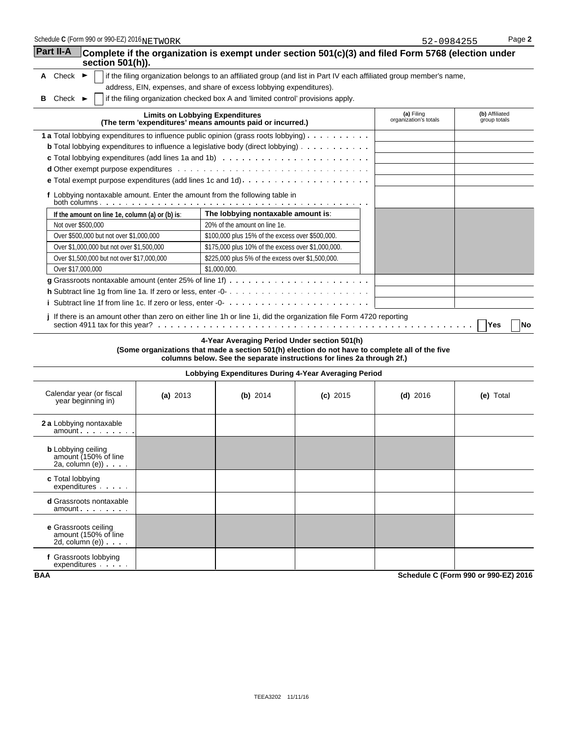Schedule C (Form 990 or 990-EZ) 2016 NETWORK 52-0984255 Page 2

## Part II-A Complete if the organization is exempt under section 501(c)(3) and filed Form 5768 (election under section 501(h)).

**A** Check ► ☐ if the filing organization belongs to an affiliated group (and list in Part IV each affiliated group member's name, address, EIN, expenses, and share of excess lobbying expenditures).

**B** Check ► ☐ if the filing organization checked box A and 'limited control' provisions apply.

| Limits on Lobbying Expenditures (The term 'expenditures' means amounts paid or incurred.) | (a) Filing organization's totals | (b) Affiliated group totals |
|---|---|---|
| **1 a** Total lobbying expenditures to influence public opinion (grass roots lobbying) | | |
| **b** Total lobbying expenditures to influence a legislative body (direct lobbying) | | |
| **c** Total lobbying expenditures (add lines 1a and 1b) | | |
| **d** Other exempt purpose expenditures | | |
| **e** Total exempt purpose expenditures (add lines 1c and 1d) | | |
| **f** Lobbying nontaxable amount. Enter the amount from the following table in both columns | | |

| If the amount on line 1e, column (a) or (b) is: | The lobbying nontaxable amount is: |
|---|---|
| Not over $500,000 | 20% of the amount on line 1e. |
| Over $500,000 but not over $1,000,000 | $100,000 plus 15% of the excess over $500,000. |
| Over $1,000,000 but not over $1,500,000 | $175,000 plus 10% of the excess over $1,000,000. |
| Over $1,500,000 but not over $17,000,000 | $225,000 plus 5% of the excess over $1,500,000. |
| Over $17,000,000 | $1,000,000. |

| | (a) Filing organization's totals | (b) Affiliated group totals |
|---|---|---|
| **g** Grassroots nontaxable amount (enter 25% of line 1f) | | |
| **h** Subtract line 1g from line 1a. If zero or less, enter -0- | | |
| **i** Subtract line 1f from line 1c. If zero or less, enter -0- | | |

**j** If there is an amount other than zero on either line 1h or line 1i, did the organization file Form 4720 reporting section 4911 tax for this year? ☐ Yes ☐ No

### 4-Year Averaging Period Under section 501(h)

**(Some organizations that made a section 501(h) election do not have to complete all of the five columns below. See the separate instructions for lines 2a through 2f.)**

| Lobbying Expenditures During 4-Year Averaging Period | | | | | |
|---|---|---|---|---|---|
| Calendar year (or fiscal year beginning in) | (a) 2013 | (b) 2014 | (c) 2015 | (d) 2016 | (e) Total |
| **2 a** Lobbying nontaxable amount | | | | | |
| **b** Lobbying ceiling amount (150% of line 2a, column (e)) | | | | | |
| **c** Total lobbying expenditures | | | | | |
| **d** Grassroots nontaxable amount | | | | | |
| **e** Grassroots ceiling amount (150% of line 2d, column (e)) | | | | | |
| **f** Grassroots lobbying expenditures | | | | | |

BAA Schedule C (Form 990 or 990-EZ) 2016

TEEA3202 11/11/16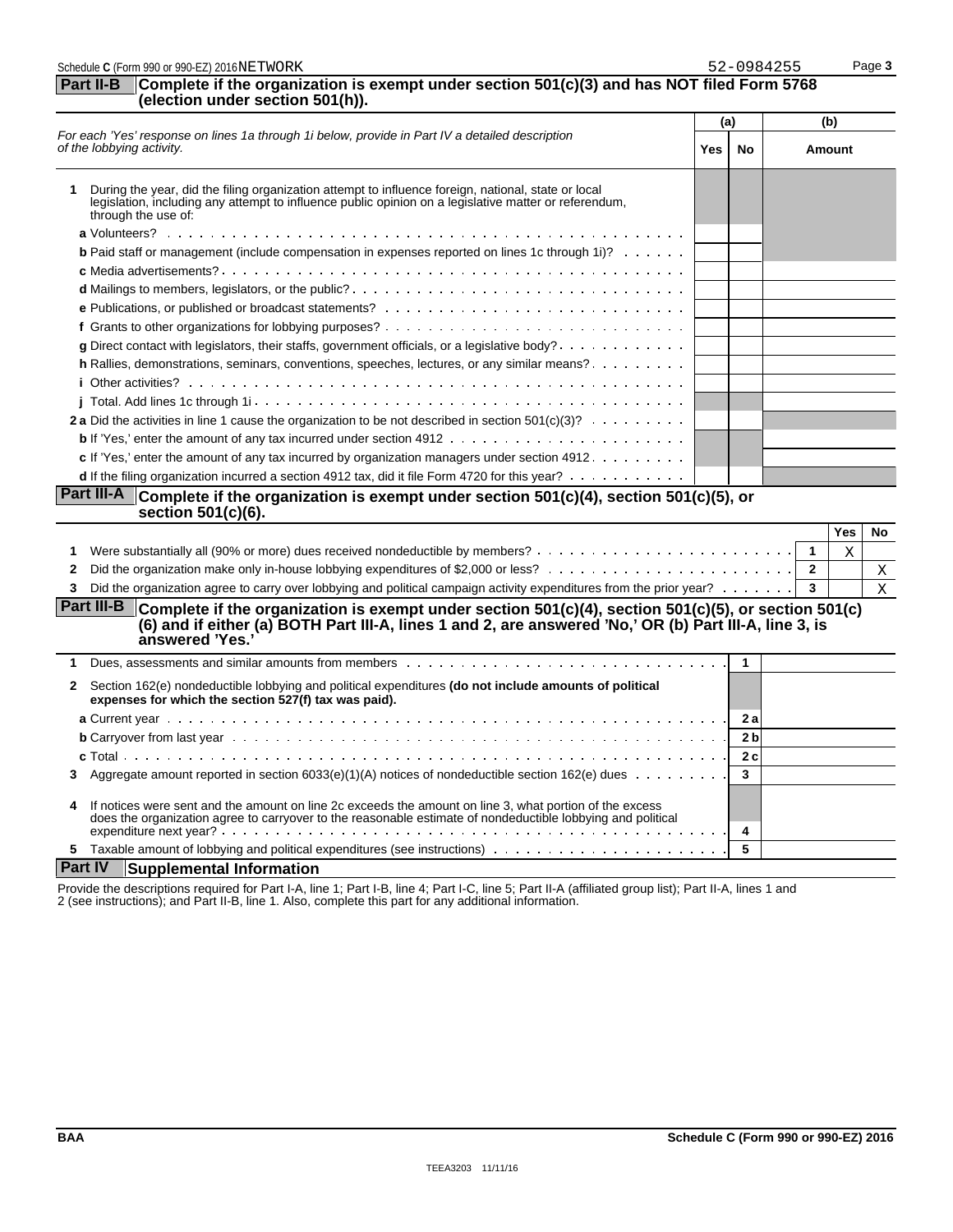## Part II-B Complete if the organization is exempt under section 501(c)(3) and has NOT filed Form 5768 (election under section 501(h)).

| *For each 'Yes' response on lines 1a through 1i below, provide in Part IV a detailed description of the lobbying activity.* | (a) Yes | (a) No | (b) Amount |
|---|---|---|---|
| **1** During the year, did the filing organization attempt to influence foreign, national, state or local legislation, including any attempt to influence public opinion on a legislative matter or referendum, through the use of: | | | |
| **a** Volunteers? | | | |
| **b** Paid staff or management (include compensation in expenses reported on lines 1c through 1i)? | | | |
| **c** Media advertisements? | | | |
| **d** Mailings to members, legislators, or the public? | | | |
| **e** Publications, or published or broadcast statements? | | | |
| **f** Grants to other organizations for lobbying purposes? | | | |
| **g** Direct contact with legislators, their staffs, government officials, or a legislative body? | | | |
| **h** Rallies, demonstrations, seminars, conventions, speeches, lectures, or any similar means? | | | |
| **i** Other activities? | | | |
| **j** Total. Add lines 1c through 1i | | | |
| **2a** Did the activities in line 1 cause the organization to be not described in section 501(c)(3)? | | | |
| **b** If 'Yes,' enter the amount of any tax incurred under section 4912 | | | |
| **c** If 'Yes,' enter the amount of any tax incurred by organization managers under section 4912 | | | |
| **d** If the filing organization incurred a section 4912 tax, did it file Form 4720 for this year? | | | |

## Part III-A Complete if the organization is exempt under section 501(c)(4), section 501(c)(5), or section 501(c)(6).

| | | Yes | No |
|---|---|---|---|
| **1** Were substantially all (90% or more) dues received nondeductible by members? | 1 | X | |
| **2** Did the organization make only in-house lobbying expenditures of $2,000 or less? | 2 | | X |
| **3** Did the organization agree to carry over lobbying and political campaign activity expenditures from the prior year? | 3 | | X |

## Part III-B Complete if the organization is exempt under section 501(c)(4), section 501(c)(5), or section 501(c)(6) and if either (a) BOTH Part III-A, lines 1 and 2, are answered 'No,' OR (b) Part III-A, line 3, is answered 'Yes.'

| | | |
|---|---|---|
| **1** Dues, assessments and similar amounts from members | 1 | |
| **2** Section 162(e) nondeductible lobbying and political expenditures **(do not include amounts of political expenses for which the section 527(f) tax was paid).** | | |
| **a** Current year | 2a | |
| **b** Carryover from last year | 2b | |
| **c** Total | 2c | |
| **3** Aggregate amount reported in section 6033(e)(1)(A) notices of nondeductible section 162(e) dues | 3 | |
| **4** If notices were sent and the amount on line 2c exceeds the amount on line 3, what portion of the excess does the organization agree to carryover to the reasonable estimate of nondeductible lobbying and political expenditure next year? | 4 | |
| **5** Taxable amount of lobbying and political expenditures (see instructions) | 5 | |

## Part IV Supplemental Information

Provide the descriptions required for Part I-A, line 1; Part I-B, line 4; Part I-C, line 5; Part II-A (affiliated group list); Part II-A, lines 1 and 2 (see instructions); and Part II-B, line 1. Also, complete this part for any additional information.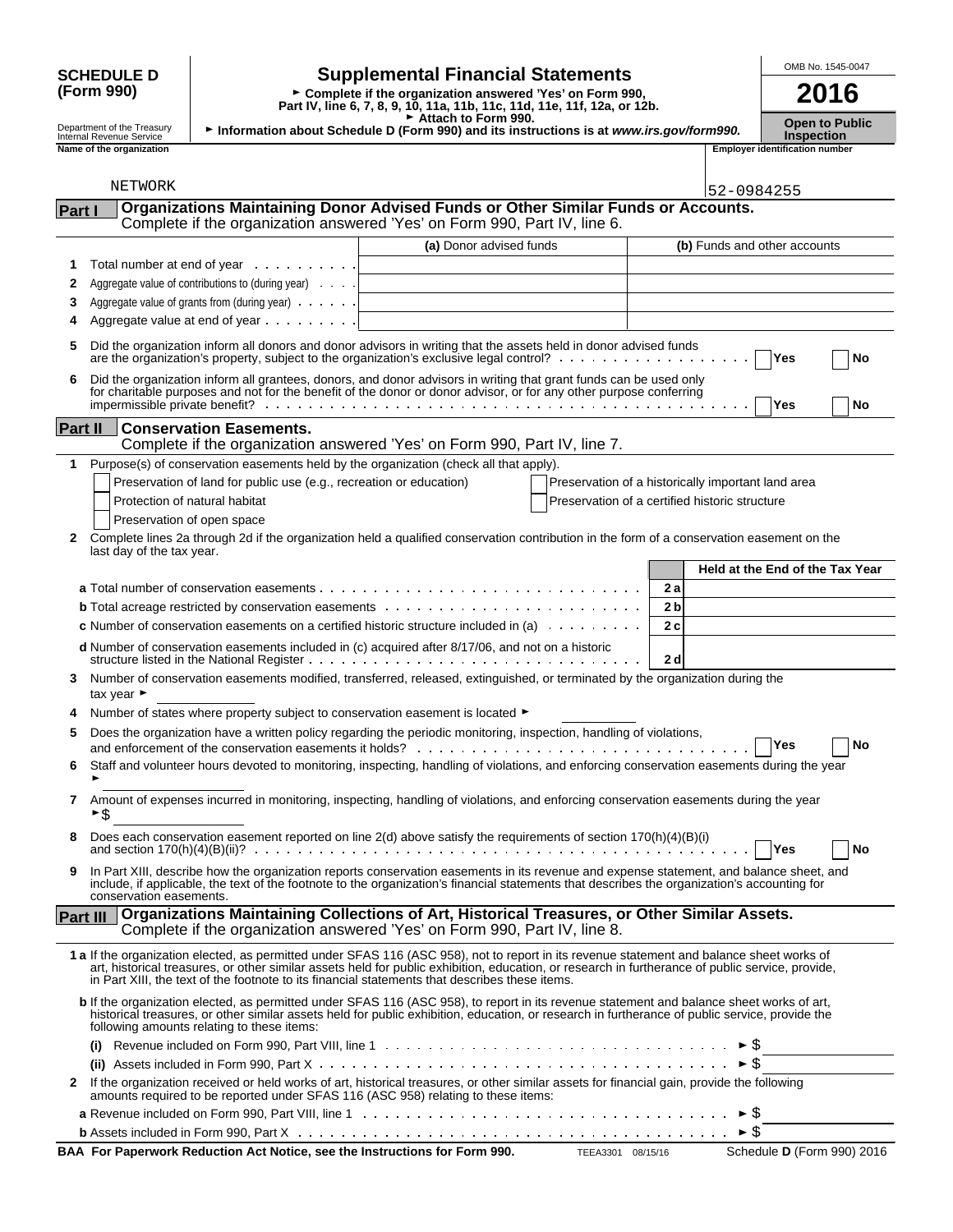**SCHEDULE D (Form 990)**

Department of the Treasury
Internal Revenue Service

# Supplemental Financial Statements

► Complete if the organization answered 'Yes' on Form 990, Part IV, line 6, 7, 8, 9, 10, 11a, 11b, 11c, 11d, 11e, 11f, 12a, or 12b.
► Attach to Form 990.
► Information about Schedule D (Form 990) and its instructions is at *www.irs.gov/form990.*

OMB No. 1545-0047

**2016**

**Open to Public Inspection**

Name of the organization: NETWORK

Employer identification number: 52-0984255

## Part I Organizations Maintaining Donor Advised Funds or Other Similar Funds or Accounts.

Complete if the organization answered 'Yes' on Form 990, Part IV, line 6.

| | | (a) Donor advised funds | (b) Funds and other accounts |
|---|---|---|---|
| 1 | Total number at end of year | | |
| 2 | Aggregate value of contributions to (during year) | | |
| 3 | Aggregate value of grants from (during year) | | |
| 4 | Aggregate value at end of year | | |

5 Did the organization inform all donors and donor advisors in writing that the assets held in donor advised funds are the organization's property, subject to the organization's exclusive legal control? ☐ Yes ☐ No

6 Did the organization inform all grantees, donors, and donor advisors in writing that grant funds can be used only for charitable purposes and not for the benefit of the donor or donor advisor, or for any other purpose conferring impermissible private benefit? ☐ Yes ☐ No

## Part II Conservation Easements.

Complete if the organization answered 'Yes' on Form 990, Part IV, line 7.

1 Purpose(s) of conservation easements held by the organization (check all that apply).

- ☐ Preservation of land for public use (e.g., recreation or education)
- ☐ Protection of natural habitat
- ☐ Preservation of open space
- ☐ Preservation of a historically important land area
- ☐ Preservation of a certified historic structure

2 Complete lines 2a through 2d if the organization held a qualified conservation contribution in the form of a conservation easement on the last day of the tax year.

| | | Held at the End of the Tax Year |
|---|---|---|
| **a** Total number of conservation easements | 2a | |
| **b** Total acreage restricted by conservation easements | 2b | |
| **c** Number of conservation easements on a certified historic structure included in (a) | 2c | |
| **d** Number of conservation easements included in (c) acquired after 8/17/06, and not on a historic structure listed in the National Register | 2d | |

3 Number of conservation easements modified, transferred, released, extinguished, or terminated by the organization during the tax year ►

4 Number of states where property subject to conservation easement is located ►

5 Does the organization have a written policy regarding the periodic monitoring, inspection, handling of violations, and enforcement of the conservation easements it holds? ☐ Yes ☐ No

6 Staff and volunteer hours devoted to monitoring, inspecting, handling of violations, and enforcing conservation easements during the year ►

7 Amount of expenses incurred in monitoring, inspecting, handling of violations, and enforcing conservation easements during the year ►$

8 Does each conservation easement reported on line 2(d) above satisfy the requirements of section 170(h)(4)(B)(i) and section 170(h)(4)(B)(ii)? ☐ Yes ☐ No

9 In Part XIII, describe how the organization reports conservation easements in its revenue and expense statement, and balance sheet, and include, if applicable, the text of the footnote to the organization's financial statements that describes the organization's accounting for conservation easements.

## Part III Organizations Maintaining Collections of Art, Historical Treasures, or Other Similar Assets.

Complete if the organization answered 'Yes' on Form 990, Part IV, line 8.

**1 a** If the organization elected, as permitted under SFAS 116 (ASC 958), not to report in its revenue statement and balance sheet works of art, historical treasures, or other similar assets held for public exhibition, education, or research in furtherance of public service, provide, in Part XIII, the text of the footnote to its financial statements that describes these items.

**b** If the organization elected, as permitted under SFAS 116 (ASC 958), to report in its revenue statement and balance sheet works of art, historical treasures, or other similar assets held for public exhibition, education, or research in furtherance of public service, provide the following amounts relating to these items:

(i) Revenue included on Form 990, Part VIII, line 1 ►$

(ii) Assets included in Form 990, Part X ►$

2 If the organization received or held works of art, historical treasures, or other similar assets for financial gain, provide the following amounts required to be reported under SFAS 116 (ASC 958) relating to these items:

**a** Revenue included on Form 990, Part VIII, line 1 ►$

**b** Assets included in Form 990, Part X ►$

**BAA For Paperwork Reduction Act Notice, see the Instructions for Form 990.** TEEA3301 08/15/16 Schedule **D** (Form 990) 2016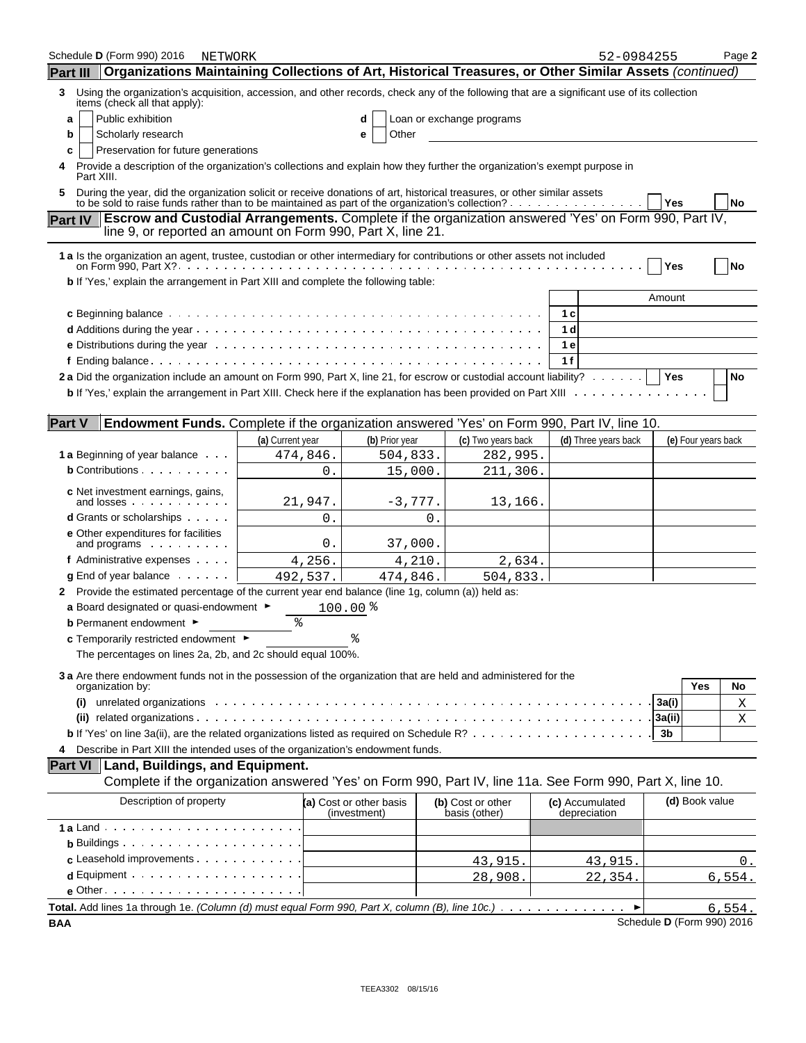Schedule D (Form 990) 2016 NETWORK 52-0984255 Page 2

## Part III Organizations Maintaining Collections of Art, Historical Treasures, or Other Similar Assets *(continued)*

**3** Using the organization's acquisition, accession, and other records, check any of the following that are a significant use of its collection items (check all that apply):

- **a** ☐ Public exhibition
- **b** ☐ Scholarly research
- **c** ☐ Preservation for future generations
- **d** ☐ Loan or exchange programs
- **e** ☐ Other

**4** Provide a description of the organization's collections and explain how they further the organization's exempt purpose in Part XIII.

**5** During the year, did the organization solicit or receive donations of art, historical treasures, or other similar assets to be sold to raise funds rather than to be maintained as part of the organization's collection? ☐ Yes ☐ No

## Part IV Escrow and Custodial Arrangements. Complete if the organization answered 'Yes' on Form 990, Part IV, line 9, or reported an amount on Form 990, Part X, line 21.

**1 a** Is the organization an agent, trustee, custodian or other intermediary for contributions or other assets not included on Form 990, Part X? ☐ Yes ☐ No

**b** If 'Yes,' explain the arrangement in Part XIII and complete the following table:

| | | Amount |
|---|---|---|
| **c** Beginning balance | 1 c | |
| **d** Additions during the year | 1 d | |
| **e** Distributions during the year | 1 e | |
| **f** Ending balance | 1 f | |

**2 a** Did the organization include an amount on Form 990, Part X, line 21, for escrow or custodial account liability? ☐ Yes ☐ No

**b** If 'Yes,' explain the arrangement in Part XIII. Check here if the explanation has been provided on Part XIII ☐

## Part V Endowment Funds. Complete if the organization answered 'Yes' on Form 990, Part IV, line 10.

| | (a) Current year | (b) Prior year | (c) Two years back | (d) Three years back | (e) Four years back |
|---|---|---|---|---|---|
| **1 a** Beginning of year balance | 474,846. | 504,833. | 282,995. | | |
| **b** Contributions | 0. | 15,000. | 211,306. | | |
| **c** Net investment earnings, gains, and losses | 21,947. | -3,777. | 13,166. | | |
| **d** Grants or scholarships | 0. | 0. | | | |
| **e** Other expenditures for facilities and programs | 0. | 37,000. | | | |
| **f** Administrative expenses | 4,256. | 4,210. | 2,634. | | |
| **g** End of year balance | 492,537. | 474,846. | 504,833. | | |

**2** Provide the estimated percentage of the current year end balance (line 1g, column (a)) held as:

**a** Board designated or quasi-endowment ► 100.00 %

**b** Permanent endowment ► %

**c** Temporarily restricted endowment ► %

The percentages on lines 2a, 2b, and 2c should equal 100%.

**3 a** Are there endowment funds not in the possession of the organization that are held and administered for the organization by:

| | | Yes | No |
|---|---|---|---|
| **(i)** unrelated organizations | 3a(i) | | X |
| **(ii)** related organizations | 3a(ii) | | X |
| **b** If 'Yes' on line 3a(ii), are the related organizations listed as required on Schedule R? | 3b | | |

**4** Describe in Part XIII the intended uses of the organization's endowment funds.

## Part VI Land, Buildings, and Equipment.

Complete if the organization answered 'Yes' on Form 990, Part IV, line 11a. See Form 990, Part X, line 10.

| Description of property | (a) Cost or other basis (investment) | (b) Cost or other basis (other) | (c) Accumulated depreciation | (d) Book value |
|---|---|---|---|---|
| **1 a** Land | | | | |
| **b** Buildings | | | | |
| **c** Leasehold improvements | | 43,915. | 43,915. | 0. |
| **d** Equipment | | 28,908. | 22,354. | 6,554. |
| **e** Other | | | | |
| **Total.** Add lines 1a through 1e. *(Column (d) must equal Form 990, Part X, column (B), line 10c.)* | | | | 6,554. |

BAA Schedule D (Form 990) 2016

TEEA3302 08/15/16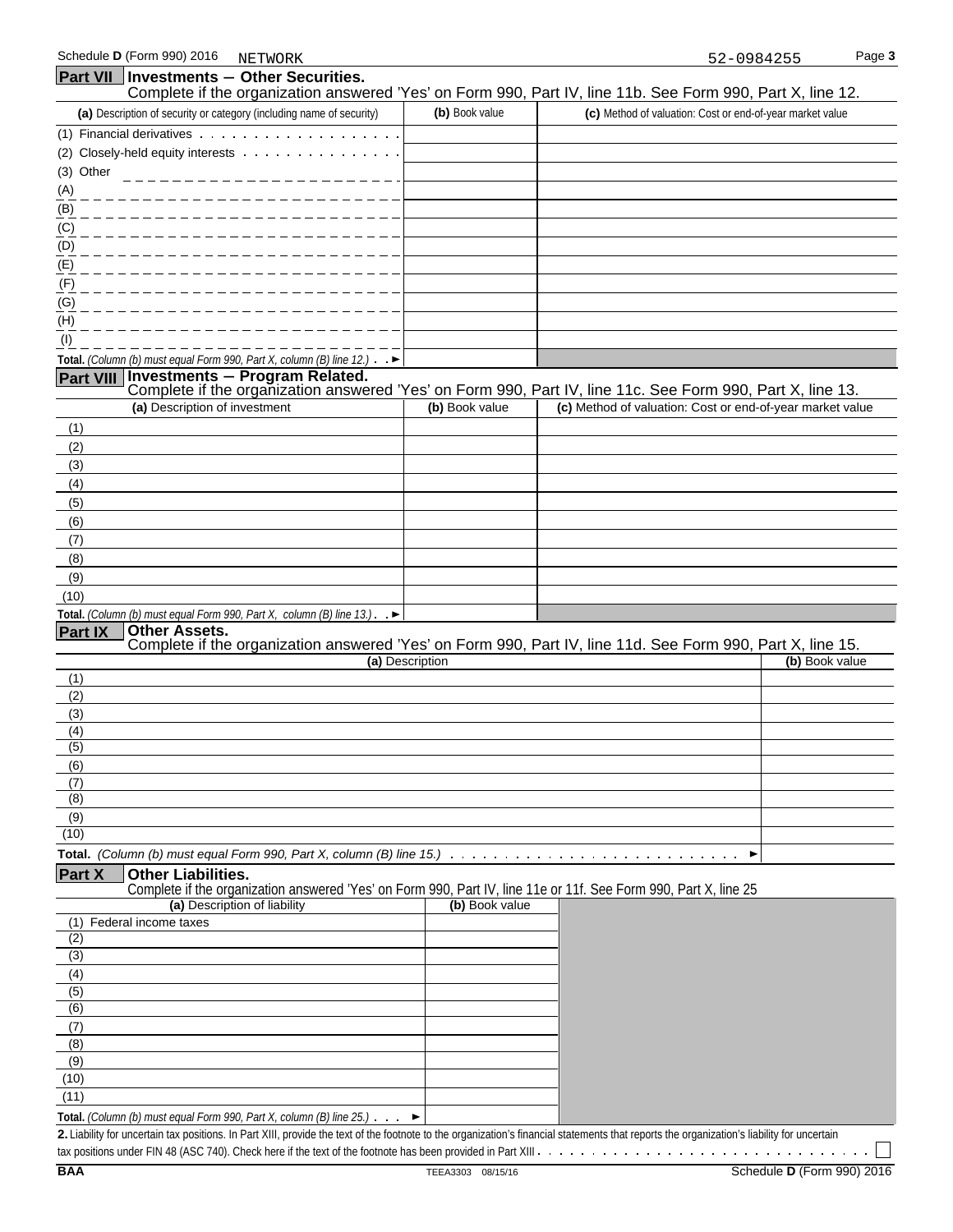**Part VII Investments — Other Securities.**
Complete if the organization answered 'Yes' on Form 990, Part IV, line 11b. See Form 990, Part X, line 12.

| (a) Description of security or category (including name of security) | (b) Book value | (c) Method of valuation: Cost or end-of-year market value |
|---|---|---|
| (1) Financial derivatives | | |
| (2) Closely-held equity interests | | |
| (3) Other | | |
| (A) | | |
| (B) | | |
| (C) | | |
| (D) | | |
| (E) | | |
| (F) | | |
| (G) | | |
| (H) | | |
| (I) | | |
| **Total.** *(Column (b) must equal Form 990, Part X, column (B) line 12.)* ► | | |

**Part VIII Investments — Program Related.**
Complete if the organization answered 'Yes' on Form 990, Part IV, line 11c. See Form 990, Part X, line 13.

| (a) Description of investment | (b) Book value | (c) Method of valuation: Cost or end-of-year market value |
|---|---|---|
| (1) | | |
| (2) | | |
| (3) | | |
| (4) | | |
| (5) | | |
| (6) | | |
| (7) | | |
| (8) | | |
| (9) | | |
| (10) | | |
| **Total.** *(Column (b) must equal Form 990, Part X, column (B) line 13.)* ► | | |

**Part IX Other Assets.**
Complete if the organization answered 'Yes' on Form 990, Part IV, line 11d. See Form 990, Part X, line 15.

| (a) Description | (b) Book value |
|---|---|
| (1) | |
| (2) | |
| (3) | |
| (4) | |
| (5) | |
| (6) | |
| (7) | |
| (8) | |
| (9) | |
| (10) | |
| **Total.** *(Column (b) must equal Form 990, Part X, column (B) line 15.)* ► | |

**Part X Other Liabilities.**
Complete if the organization answered 'Yes' on Form 990, Part IV, line 11e or 11f. See Form 990, Part X, line 25

| (a) Description of liability | (b) Book value |
|---|---|
| (1) Federal income taxes | |
| (2) | |
| (3) | |
| (4) | |
| (5) | |
| (6) | |
| (7) | |
| (8) | |
| (9) | |
| (10) | |
| (11) | |
| **Total.** *(Column (b) must equal Form 990, Part X, column (B) line 25.)* ► | |

**2.** Liability for uncertain tax positions. In Part XIII, provide the text of the footnote to the organization's financial statements that reports the organization's liability for uncertain tax positions under FIN 48 (ASC 740). Check here if the text of the footnote has been provided in Part XIII ☐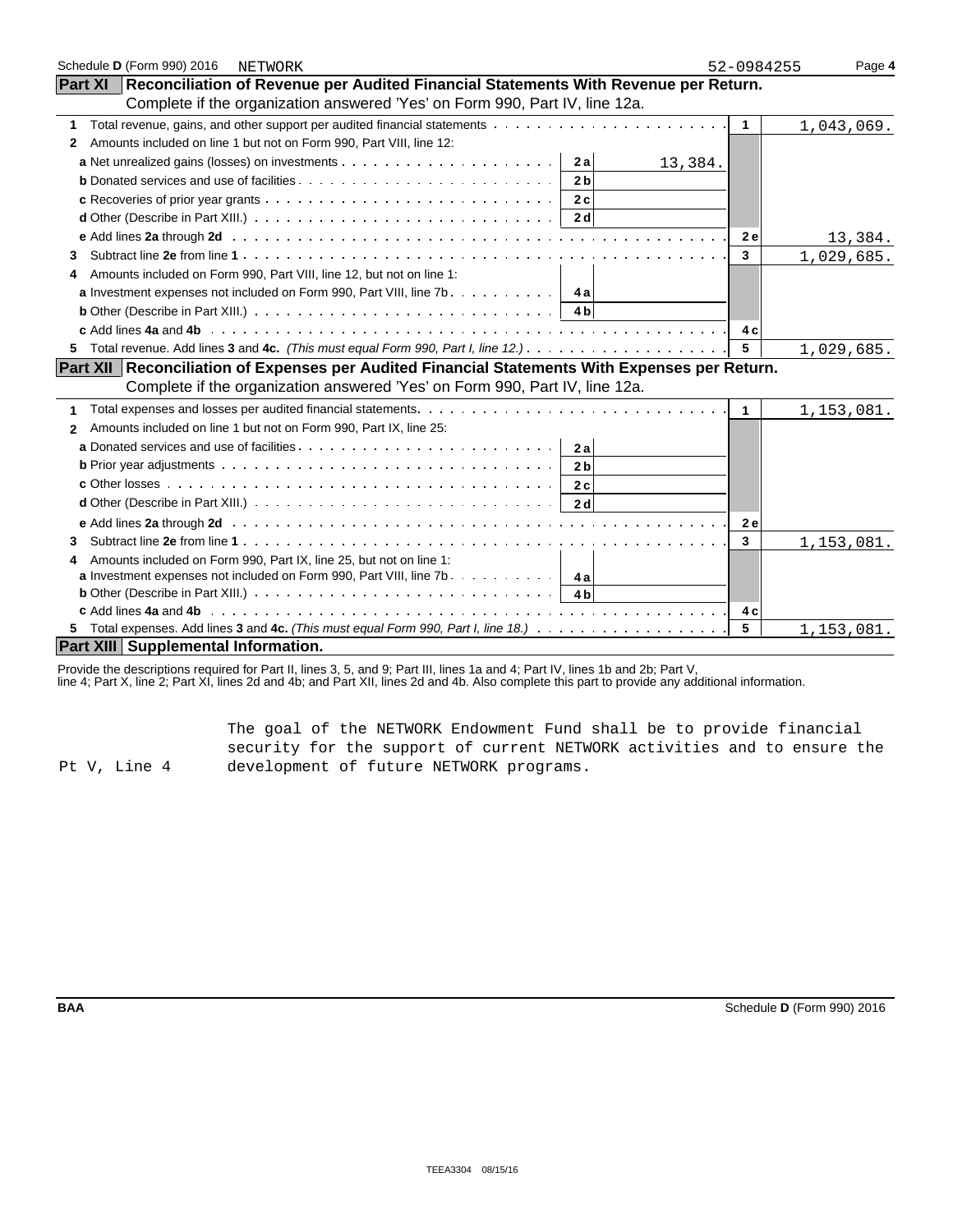Schedule D (Form 990) 2016 NETWORK 52-0984255

## Part XI Reconciliation of Revenue per Audited Financial Statements With Revenue per Return.

Complete if the organization answered 'Yes' on Form 990, Part IV, line 12a.

| | | | | |
|---|---|---|---|---|
| **1** Total revenue, gains, and other support per audited financial statements | | | 1 | 1,043,069. |
| **2** Amounts included on line 1 but not on Form 990, Part VIII, line 12: | | | | |
| **a** Net unrealized gains (losses) on investments | 2a | 13,384. | | |
| **b** Donated services and use of facilities | 2b | | | |
| **c** Recoveries of prior year grants | 2c | | | |
| **d** Other (Describe in Part XIII.) | 2d | | | |
| **e** Add lines **2a** through **2d** | | | 2e | 13,384. |
| **3** Subtract line **2e** from line **1** | | | 3 | 1,029,685. |
| **4** Amounts included on Form 990, Part VIII, line 12, but not on line 1: | | | | |
| **a** Investment expenses not included on Form 990, Part VIII, line 7b | 4a | | | |
| **b** Other (Describe in Part XIII.) | 4b | | | |
| **c** Add lines **4a** and **4b** | | | 4c | |
| **5** Total revenue. Add lines **3** and **4c.** *(This must equal Form 990, Part I, line 12.)* | | | 5 | 1,029,685. |

## Part XII Reconciliation of Expenses per Audited Financial Statements With Expenses per Return.

Complete if the organization answered 'Yes' on Form 990, Part IV, line 12a.

| | | | | |
|---|---|---|---|---|
| **1** Total expenses and losses per audited financial statements | | | 1 | 1,153,081. |
| **2** Amounts included on line 1 but not on Form 990, Part IX, line 25: | | | | |
| **a** Donated services and use of facilities | 2a | | | |
| **b** Prior year adjustments | 2b | | | |
| **c** Other losses | 2c | | | |
| **d** Other (Describe in Part XIII.) | 2d | | | |
| **e** Add lines **2a** through **2d** | | | 2e | |
| **3** Subtract line **2e** from line **1** | | | 3 | 1,153,081. |
| **4** Amounts included on Form 990, Part IX, line 25, but not on line 1: | | | | |
| **a** Investment expenses not included on Form 990, Part VIII, line 7b | 4a | | | |
| **b** Other (Describe in Part XIII.) | 4b | | | |
| **c** Add lines **4a** and **4b** | | | 4c | |
| **5** Total expenses. Add lines **3** and **4c.** *(This must equal Form 990, Part I, line 18.)* | | | 5 | 1,153,081. |

## Part XIII Supplemental Information.

Provide the descriptions required for Part II, lines 3, 5, and 9; Part III, lines 1a and 4; Part IV, lines 1b and 2b; Part V, line 4; Part X, line 2; Part XI, lines 2d and 4b; and Part XII, lines 2d and 4b. Also complete this part to provide any additional information.

| | |
|---|---|
| Pt V, Line 4 | The goal of the NETWORK Endowment Fund shall be to provide financial security for the support of current NETWORK activities and to ensure the development of future NETWORK programs. |

BAA Schedule D (Form 990) 2016

TEEA3304 08/15/16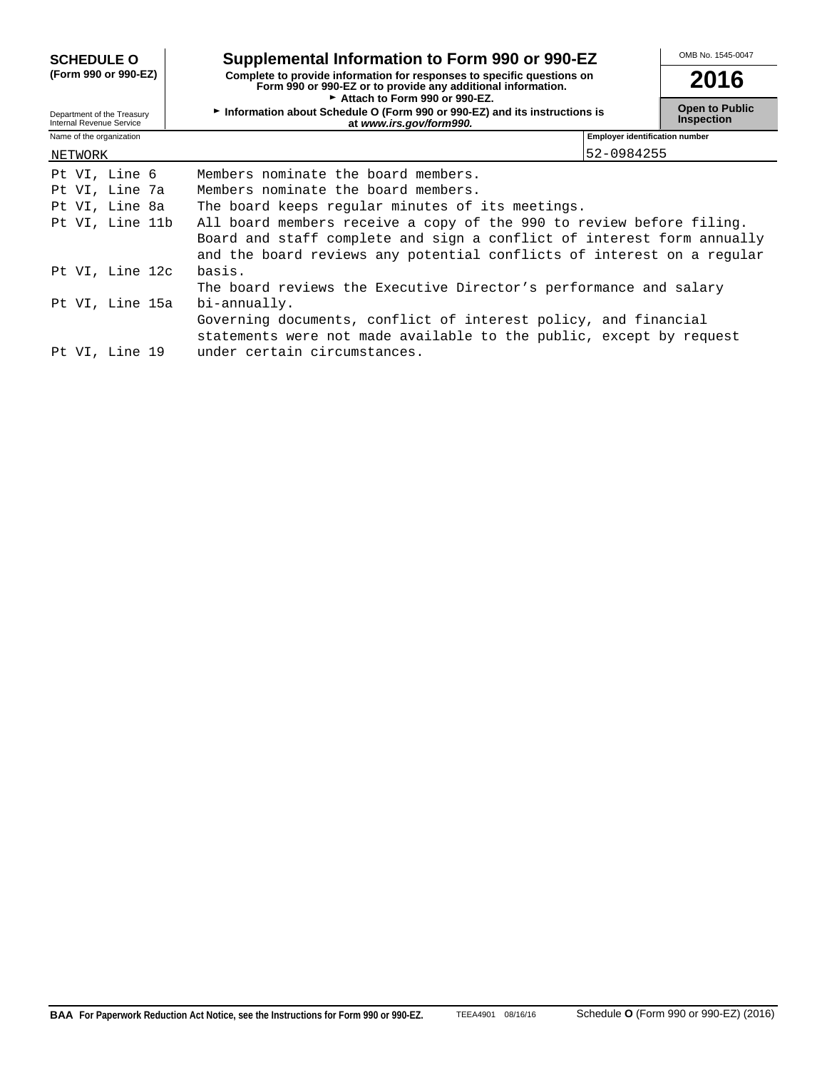**SCHEDULE O** (Form 990 or 990-EZ)

Department of the Treasury
Internal Revenue Service

# Supplemental Information to Form 990 or 990-EZ

**Complete to provide information for responses to specific questions on Form 990 or 990-EZ or to provide any additional information.**
► Attach to Form 990 or 990-EZ.
► Information about Schedule O (Form 990 or 990-EZ) and its instructions is at *www.irs.gov/form990.*

OMB No. 1545-0047

**2016**

**Open to Public Inspection**

| Name of the organization | Employer identification number |
|---|---|
| NETWORK | 52-0984255 |

| | |
|---|---|
| Pt VI, Line 6 | Members nominate the board members. |
| Pt VI, Line 7a | Members nominate the board members. |
| Pt VI, Line 8a | The board keeps regular minutes of its meetings. |
| Pt VI, Line 11b | All board members receive a copy of the 990 to review before filing. |
| Pt VI, Line 12c | Board and staff complete and sign a conflict of interest form annually and the board reviews any potential conflicts of interest on a regular basis. |
| Pt VI, Line 15a | The board reviews the Executive Director's performance and salary bi-annually. |
| Pt VI, Line 19 | Governing documents, conflict of interest policy, and financial statements were not made available to the public, except by request under certain circumstances. |

**BAA For Paperwork Reduction Act Notice, see the Instructions for Form 990 or 990-EZ.** TEEA4901 08/16/16 Schedule **O** (Form 990 or 990-EZ) (2016)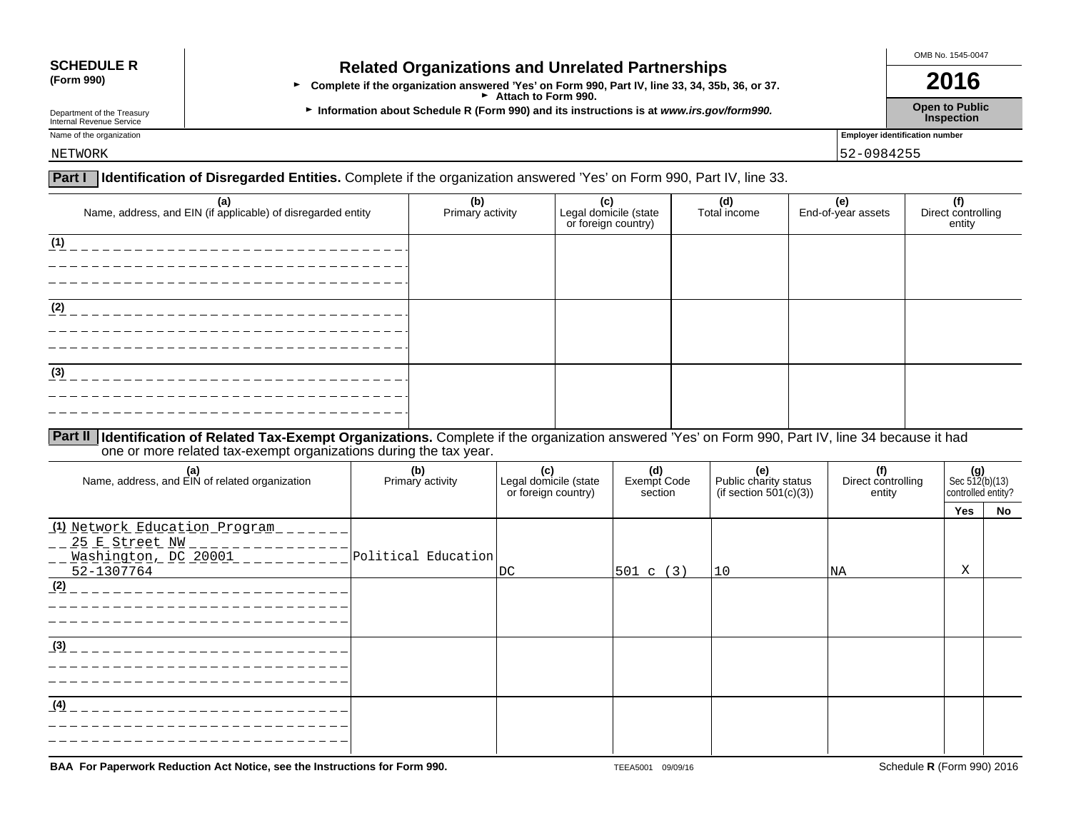**SCHEDULE R**
**(Form 990)**

Department of the Treasury
Internal Revenue Service

# Related Organizations and Unrelated Partnerships

► **Complete if the organization answered 'Yes' on Form 990, Part IV, line 33, 34, 35b, 36, or 37.**
► **Attach to Form 990.**
► **Information about Schedule R (Form 990) and its instructions is at *www.irs.gov/form990.***

OMB No. 1545-0047

**2016**

**Open to Public Inspection**

Name of the organization: NETWORK

Employer identification number: 52-0984255

**Part I** **Identification of Disregarded Entities.** Complete if the organization answered 'Yes' on Form 990, Part IV, line 33.

| (a) Name, address, and EIN (if applicable) of disregarded entity | (b) Primary activity | (c) Legal domicile (state or foreign country) | (d) Total income | (e) End-of-year assets | (f) Direct controlling entity |
|---|---|---|---|---|---|
| (1) | | | | | |
| (2) | | | | | |
| (3) | | | | | |

**Part II** **Identification of Related Tax-Exempt Organizations.** Complete if the organization answered 'Yes' on Form 990, Part IV, line 34 because it had one or more related tax-exempt organizations during the tax year.

| (a) Name, address, and EIN of related organization | (b) Primary activity | (c) Legal domicile (state or foreign country) | (d) Exempt Code section | (e) Public charity status (if section 501(c)(3)) | (f) Direct controlling entity | (g) Sec 512(b)(13) controlled entity? | |
|---|---|---|---|---|---|---|---|
| | | | | | | Yes | No |
| (1) Network Education Program 25 E Street NW Washington, DC 20001 52-1307764 | Political Education | DC | 501 c (3) | 10 | NA | X | |
| (2) | | | | | | | |
| (3) | | | | | | | |
| (4) | | | | | | | |

BAA For Paperwork Reduction Act Notice, see the Instructions for Form 990. TEEA5001 09/09/16 Schedule **R** (Form 990) 2016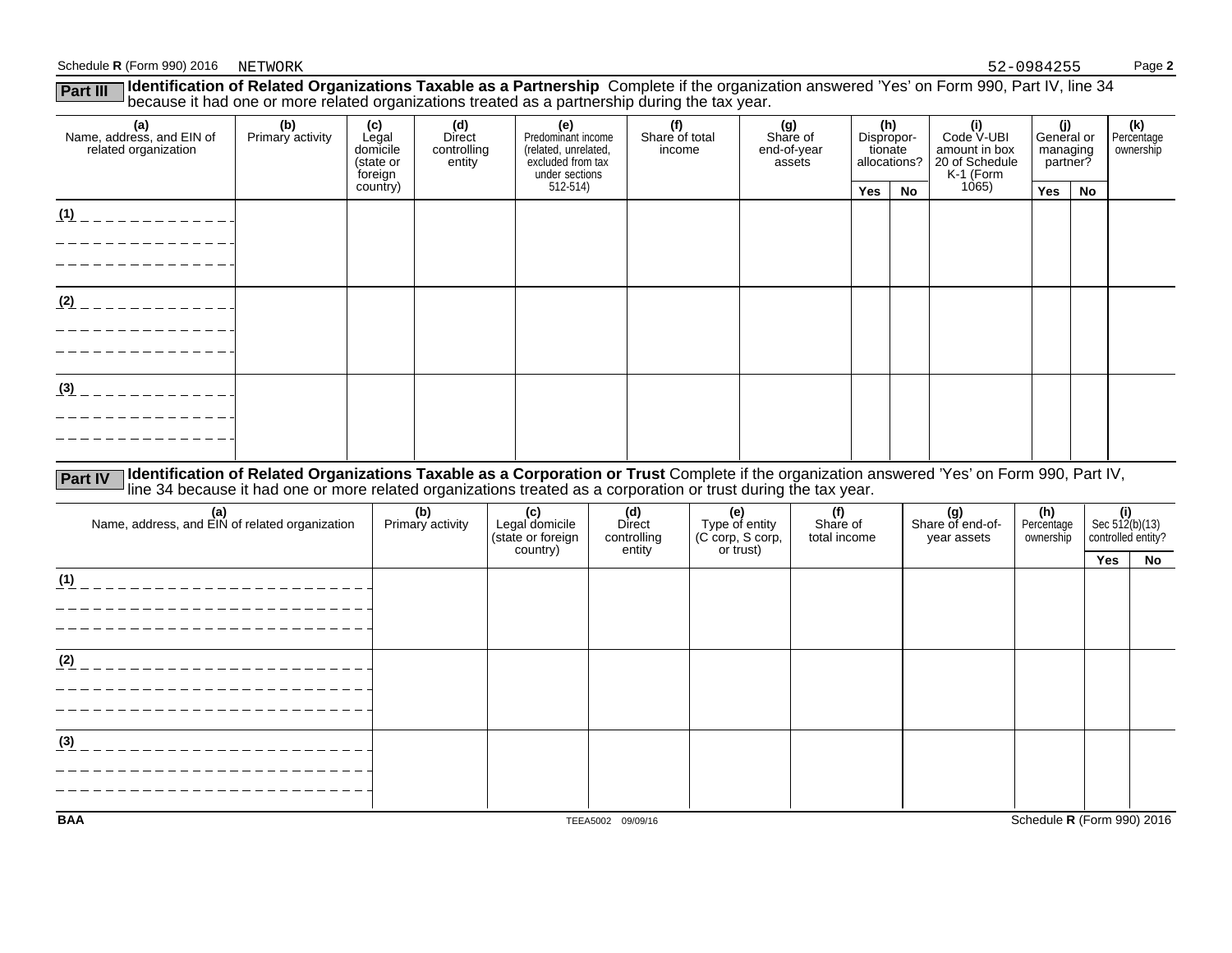Schedule R (Form 990) 2016 NETWORK 52-0984255

**Part III** **Identification of Related Organizations Taxable as a Partnership** Complete if the organization answered 'Yes' on Form 990, Part IV, line 34 because it had one or more related organizations treated as a partnership during the tax year.

| (a) Name, address, and EIN of related organization | (b) Primary activity | (c) Legal domicile (state or foreign country) | (d) Direct controlling entity | (e) Predominant income (related, unrelated, excluded from tax under sections 512-514) | (f) Share of total income | (g) Share of end-of-year assets | (h) Dispropor-tionate allocations? | | (i) Code V-UBI amount in box 20 of Schedule K-1 (Form 1065) | (j) General or managing partner? | | (k) Percentage ownership |
|---|---|---|---|---|---|---|---|---|---|---|---|---|
| | | | | | | | Yes | No | | Yes | No | |
| (1) | | | | | | | | | | | | |
| (2) | | | | | | | | | | | | |
| (3) | | | | | | | | | | | | |

**Part IV** **Identification of Related Organizations Taxable as a Corporation or Trust** Complete if the organization answered 'Yes' on Form 990, Part IV, line 34 because it had one or more related organizations treated as a corporation or trust during the tax year.

| (a) Name, address, and EIN of related organization | (b) Primary activity | (c) Legal domicile (state or foreign country) | (d) Direct controlling entity | (e) Type of entity (C corp, S corp, or trust) | (f) Share of total income | (g) Share of end-of-year assets | (h) Percentage ownership | (i) Sec 512(b)(13) controlled entity? | |
|---|---|---|---|---|---|---|---|---|---|
| | | | | | | | | Yes | No |
| (1) | | | | | | | | | |
| (2) | | | | | | | | | |
| (3) | | | | | | | | | |

BAA TEEA5002 09/09/16 Schedule R (Form 990) 2016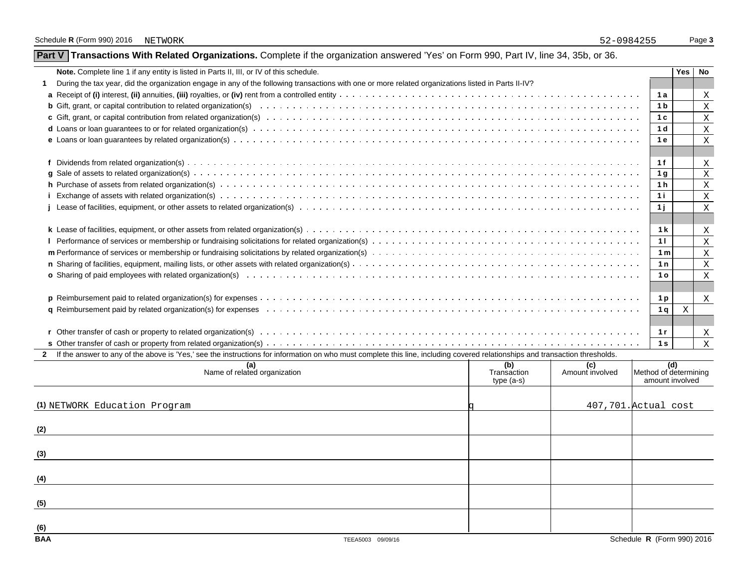Schedule R (Form 990) 2016 NETWORK 52-0984255 Page 3

## Part V Transactions With Related Organizations. Complete if the organization answered 'Yes' on Form 990, Part IV, line 34, 35b, or 36.

| **Note.** Complete line 1 if any entity is listed in Parts II, III, or IV of this schedule. | | Yes | No |
|---|---|---|---|
| **1** During the tax year, did the organization engage in any of the following transactions with one or more related organizations listed in Parts II-IV? | | | |
| **a** Receipt of **(i)** interest, **(ii)** annuities, **(iii)** royalties, or **(iv)** rent from a controlled entity | 1a | | X |
| **b** Gift, grant, or capital contribution to related organization(s) | 1b | | X |
| **c** Gift, grant, or capital contribution from related organization(s) | 1c | | X |
| **d** Loans or loan guarantees to or for related organization(s) | 1d | | X |
| **e** Loans or loan guarantees by related organization(s) | 1e | | X |
| **f** Dividends from related organization(s) | 1f | | X |
| **g** Sale of assets to related organization(s) | 1g | | X |
| **h** Purchase of assets from related organization(s) | 1h | | X |
| **i** Exchange of assets with related organization(s) | 1i | | X |
| **j** Lease of facilities, equipment, or other assets to related organization(s) | 1j | | X |
| **k** Lease of facilities, equipment, or other assets from related organization(s) | 1k | | X |
| **l** Performance of services or membership or fundraising solicitations for related organization(s) | 1l | | X |
| **m** Performance of services or membership or fundraising solicitations by related organization(s) | 1m | | X |
| **n** Sharing of facilities, equipment, mailing lists, or other assets with related organization(s) | 1n | | X |
| **o** Sharing of paid employees with related organization(s) | 1o | | X |
| **p** Reimbursement paid to related organization(s) for expenses | 1p | | X |
| **q** Reimbursement paid by related organization(s) for expenses | 1q | X | |
| **r** Other transfer of cash or property to related organization(s) | 1r | | X |
| **s** Other transfer of cash or property from related organization(s) | 1s | | X |

**2** If the answer to any of the above is 'Yes,' see the instructions for information on who must complete this line, including covered relationships and transaction thresholds.

| (a) Name of related organization | (b) Transaction type (a-s) | (c) Amount involved | (d) Method of determining amount involved |
|---|---|---|---|
| (1) NETWORK Education Program | q | 407,701. | Actual cost |
| (2) | | | |
| (3) | | | |
| (4) | | | |
| (5) | | | |
| (6) | | | |

BAA TEEA5003 09/09/16 Schedule R (Form 990) 2016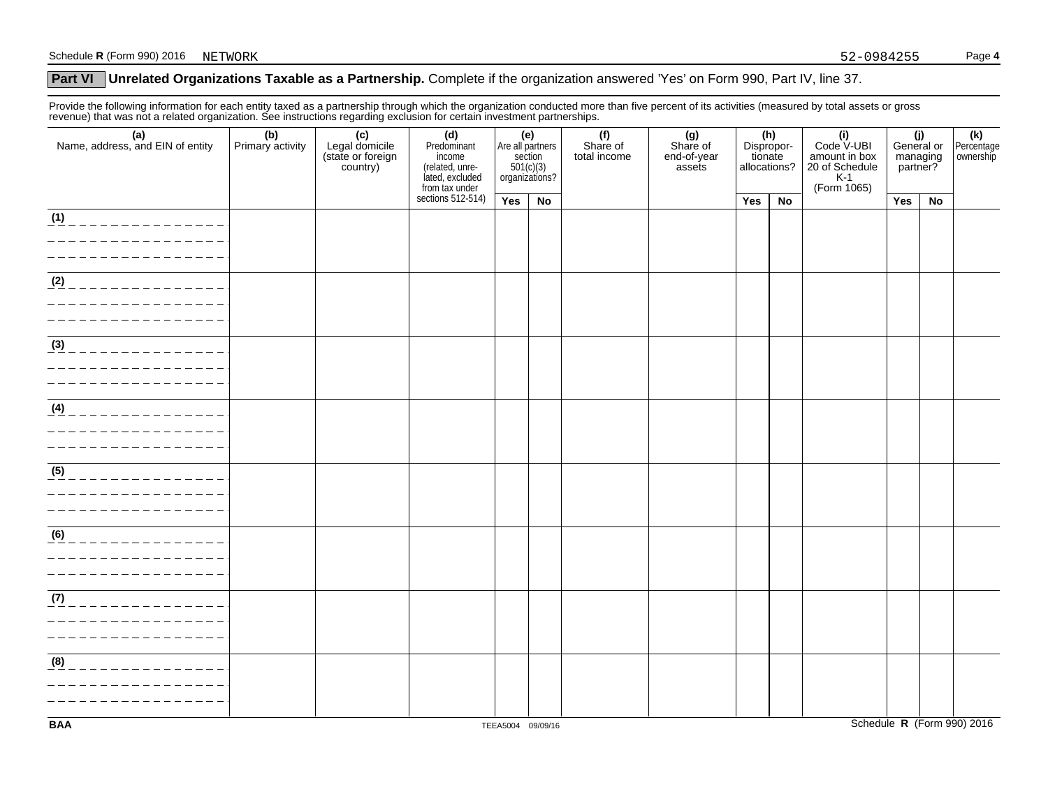Schedule **R** (Form 990) 2016 NETWORK 52-0984255

## Part VI Unrelated Organizations Taxable as a Partnership. Complete if the organization answered 'Yes' on Form 990, Part IV, line 37.

Provide the following information for each entity taxed as a partnership through which the organization conducted more than five percent of its activities (measured by total assets or gross revenue) that was not a related organization. See instructions regarding exclusion for certain investment partnerships.

| (a) Name, address, and EIN of entity | (b) Primary activity | (c) Legal domicile (state or foreign country) | (d) Predominant income (related, unrelated, excluded from tax under sections 512-514) | (e) Are all partners section 501(c)(3) organizations? | | (f) Share of total income | (g) Share of end-of-year assets | (h) Disproportionate allocations? | | (i) Code V-UBI amount in box 20 of Schedule K-1 (Form 1065) | (j) General or managing partner? | | (k) Percentage ownership |
|---|---|---|---|---|---|---|---|---|---|---|---|---|---|
| | | | | Yes | No | | | Yes | No | | Yes | No | |
| (1) | | | | | | | | | | | | | |
| (2) | | | | | | | | | | | | | |
| (3) | | | | | | | | | | | | | |
| (4) | | | | | | | | | | | | | |
| (5) | | | | | | | | | | | | | |
| (6) | | | | | | | | | | | | | |
| (7) | | | | | | | | | | | | | |
| (8) | | | | | | | | | | | | | |

BAA TEEA5004 09/09/16 Schedule **R** (Form 990) 2016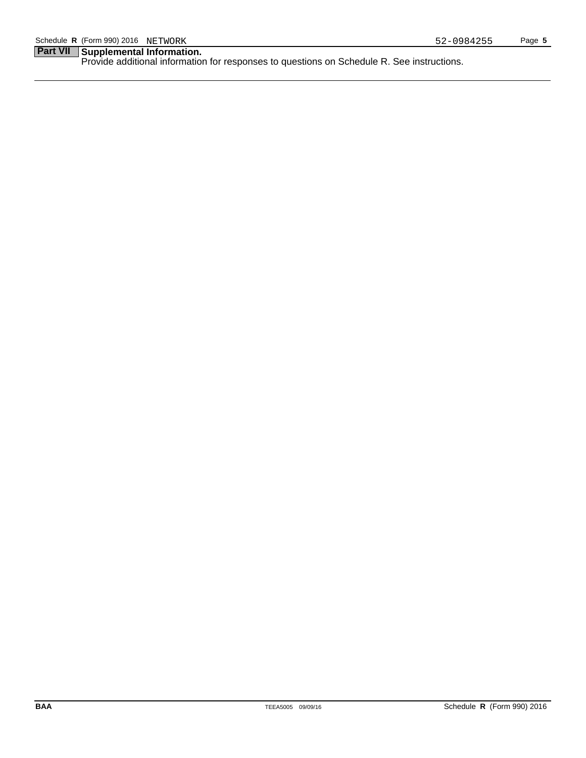## Part VII Supplemental Information.

Provide additional information for responses to questions on Schedule R. See instructions.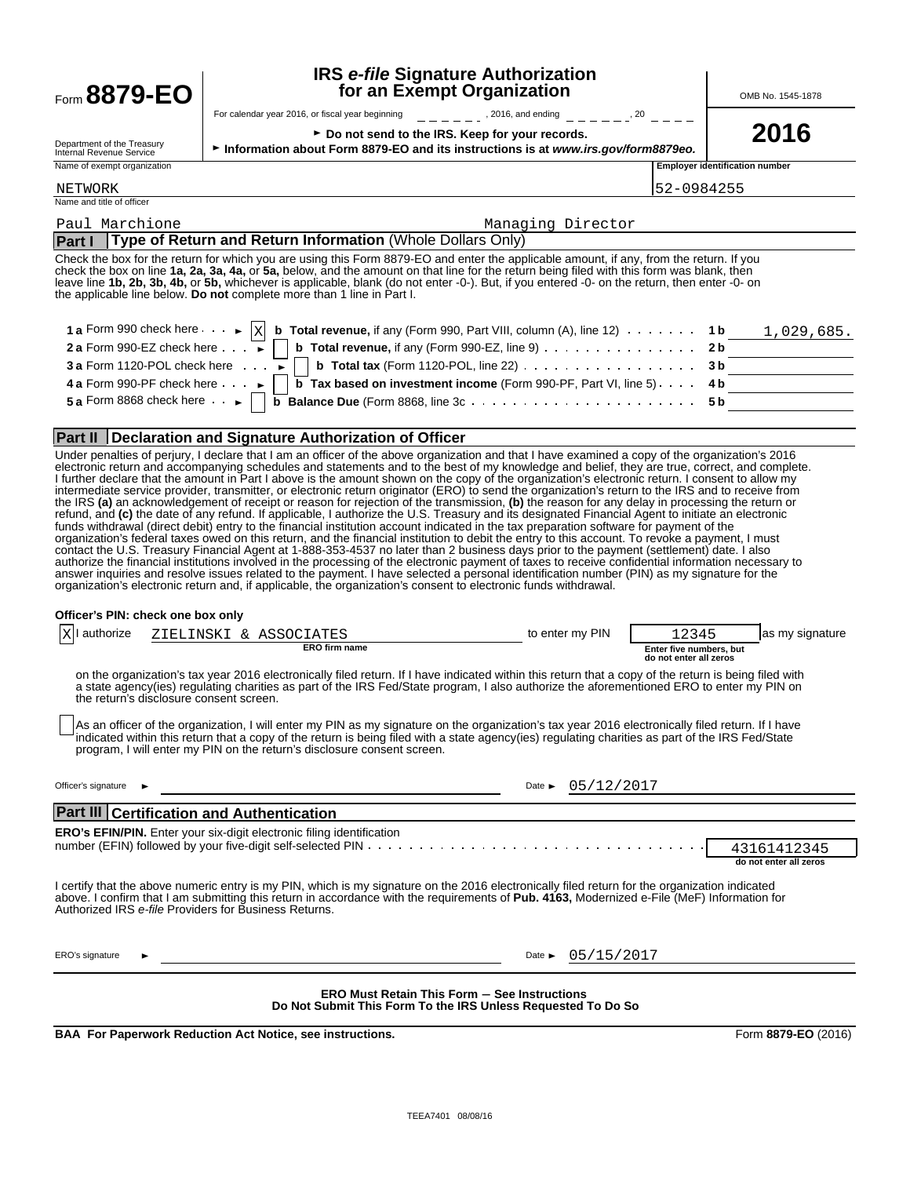Form **8879-EO**

Department of the Treasury
Internal Revenue Service

# IRS *e-file* Signature Authorization for an Exempt Organization

For calendar year 2016, or fiscal year beginning ______, 2016, and ending ______, 20 ____

► **Do not send to the IRS. Keep for your records.**

► **Information about Form 8879-EO and its instructions is at *www.irs.gov/form8879eo.***

OMB No. 1545-1878

**2016**

| Name of exempt organization | Employer identification number |
|---|---|
| NETWORK | 52-0984255 |

Name and title of officer

Paul Marchione Managing Director

## Part I Type of Return and Return Information (Whole Dollars Only)

Check the box for the return for which you are using this Form 8879-EO and enter the applicable amount, if any, from the return. If you check the box on line **1a, 2a, 3a, 4a,** or **5a,** below, and the amount on that line for the return being filed with this form was blank, then leave line **1b, 2b, 3b, 4b,** or **5b,** whichever is applicable, blank (do not enter -0-). But, if you entered -0- on the return, then enter -0- on the applicable line below. **Do not** complete more than 1 line in Part I.

| | | | |
|---|---|---|---|
| **1 a** Form 990 check here . . . ► [X] | **b Total revenue,** if any (Form 990, Part VIII, column (A), line 12) . . . . . . . | **1 b** | 1,029,685. |
| **2 a** Form 990-EZ check here . . . ► [ ] | **b Total revenue,** if any (Form 990-EZ, line 9) . . . . . . . . . . . . . . . | **2 b** | |
| **3 a** Form 1120-POL check here . . . ► [ ] | **b Total tax** (Form 1120-POL, line 22) . . . . . . . . . . . . . . . . . | **3 b** | |
| **4 a** Form 990-PF check here . . . ► [ ] | **b Tax based on investment income** (Form 990-PF, Part VI, line 5) . . . . | **4 b** | |
| **5 a** Form 8868 check here . . ► [ ] | **b Balance Due** (Form 8868, line 3c . . . . . . . . . . . . . . . . . . . . . | **5 b** | |

## Part II Declaration and Signature Authorization of Officer

Under penalties of perjury, I declare that I am an officer of the above organization and that I have examined a copy of the organization's 2016 electronic return and accompanying schedules and statements and to the best of my knowledge and belief, they are true, correct, and complete. I further declare that the amount in Part I above is the amount shown on the copy of the organization's electronic return. I consent to allow my intermediate service provider, transmitter, or electronic return originator (ERO) to send the organization's return to the IRS and to receive from the IRS **(a)** an acknowledgement of receipt or reason for rejection of the transmission, **(b)** the reason for any delay in processing the return or refund, and **(c)** the date of any refund. If applicable, I authorize the U.S. Treasury and its designated Financial Agent to initiate an electronic funds withdrawal (direct debit) entry to the financial institution account indicated in the tax preparation software for payment of the organization's federal taxes owed on this return, and the financial institution to debit the entry to this account. To revoke a payment, I must contact the U.S. Treasury Financial Agent at 1-888-353-4537 no later than 2 business days prior to the payment (settlement) date. I also authorize the financial institutions involved in the processing of the electronic payment of taxes to receive confidential information necessary to answer inquiries and resolve issues related to the payment. I have selected a personal identification number (PIN) as my signature for the organization's electronic return and, if applicable, the organization's consent to electronic funds withdrawal.

**Officer's PIN: check one box only**

[X] I authorize ZIELINSKI & ASSOCIATES (ERO firm name) to enter my PIN 12345 (Enter five numbers, but do not enter all zeros) as my signature

on the organization's tax year 2016 electronically filed return. If I have indicated within this return that a copy of the return is being filed with a state agency(ies) regulating charities as part of the IRS Fed/State program, I also authorize the aforementioned ERO to enter my PIN on the return's disclosure consent screen.

[ ] As an officer of the organization, I will enter my PIN as my signature on the organization's tax year 2016 electronically filed return. If I have indicated within this return that a copy of the return is being filed with a state agency(ies) regulating charities as part of the IRS Fed/State program, I will enter my PIN on the return's disclosure consent screen.

Officer's signature ► ____________________ Date ► 05/12/2017

## Part III Certification and Authentication

**ERO's EFIN/PIN.** Enter your six-digit electronic filing identification number (EFIN) followed by your five-digit self-selected PIN . . . . . . . . . . . . . . . . . . . . . . . . . . . . . . . . 43161412345 (do not enter all zeros)

I certify that the above numeric entry is my PIN, which is my signature on the 2016 electronically filed return for the organization indicated above. I confirm that I am submitting this return in accordance with the requirements of **Pub. 4163,** Modernized e-File (MeF) Information for Authorized IRS *e-file* Providers for Business Returns.

ERO's signature ► ____________________ Date ► 05/15/2017

**ERO Must Retain This Form – See Instructions**
**Do Not Submit This Form To the IRS Unless Requested To Do So**

**BAA For Paperwork Reduction Act Notice, see instructions.** Form **8879-EO** (2016)

TEEA7401 08/08/16